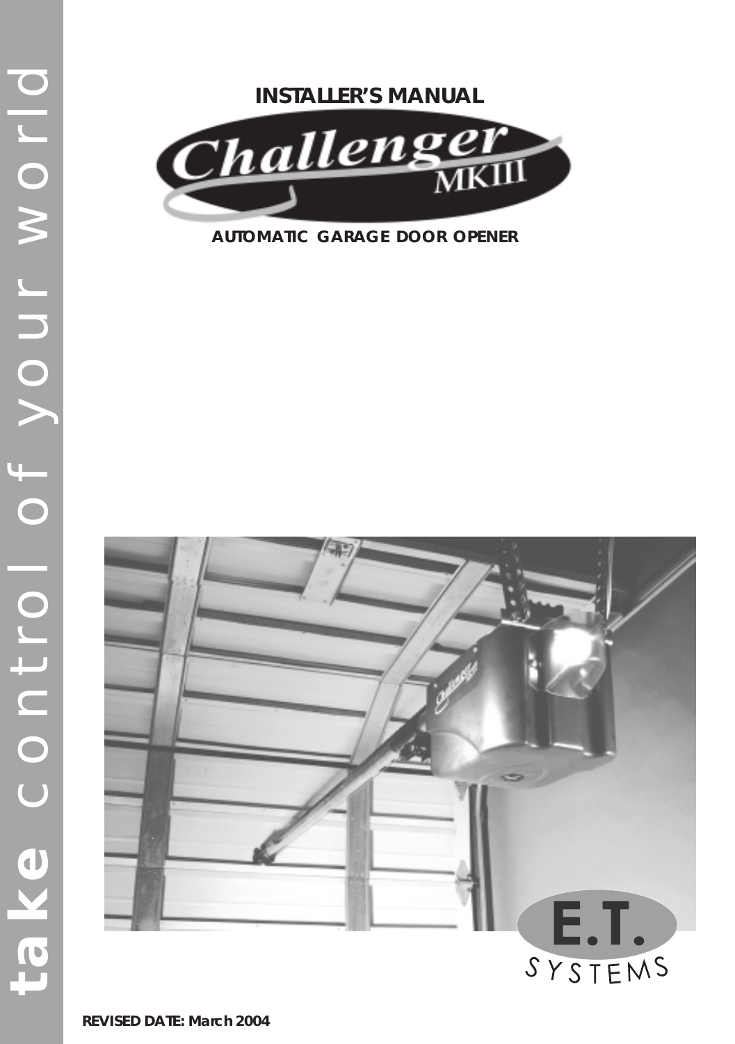take control of your world

# INSTALLER'S MANUAL

# Challenger MKIII

## AUTOMATIC GARAGE DOOR OPENER

E.T. SYSTEMS

**REVISED DATE: March 2004**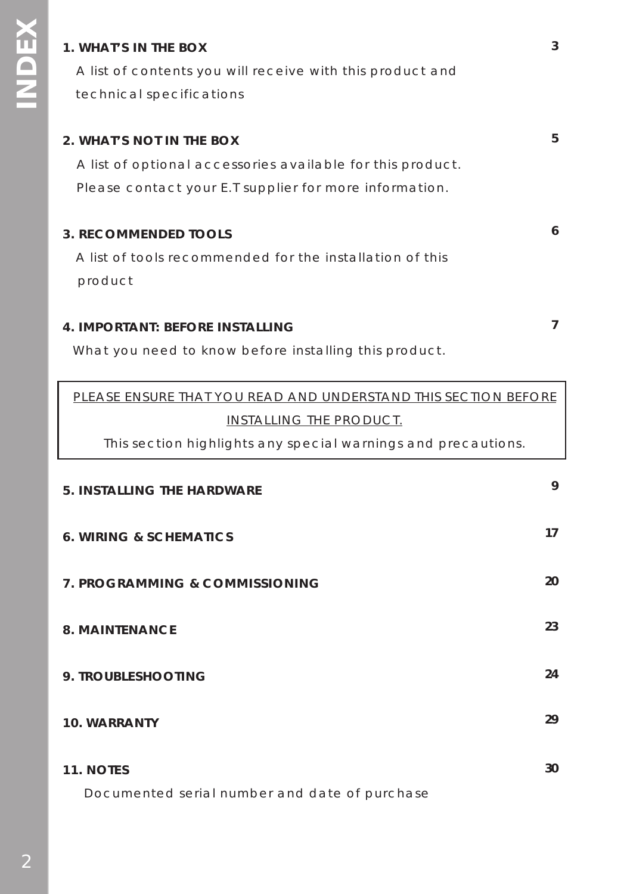# INDEX

**1. WHAT'S IN THE BOX** — 3

A list of contents you will receive with this product and technical specifications

**2. WHAT'S NOT IN THE BOX** — 5

A list of optional accessories available for this product. Please contact your E.T supplier for more information.

**3. RECOMMENDED TOOLS** — 6

A list of tools recommended for the installation of this product

**4. IMPORTANT: BEFORE INSTALLING** — 7

What you need to know before installing this product.

> PLEASE ENSURE THAT YOU READ AND UNDERSTAND THIS SECTION BEFORE INSTALLING THE PRODUCT.
>
> This section highlights any special warnings and precautions.

**5. INSTALLING THE HARDWARE** — 9

**6. WIRING & SCHEMATICS** — 17

**7. PROGRAMMING & COMMISSIONING** — 20

**8. MAINTENANCE** — 23

**9. TROUBLESHOOTING** — 24

**10. WARRANTY** — 29

**11. NOTES** — 30

Documented serial number and date of purchase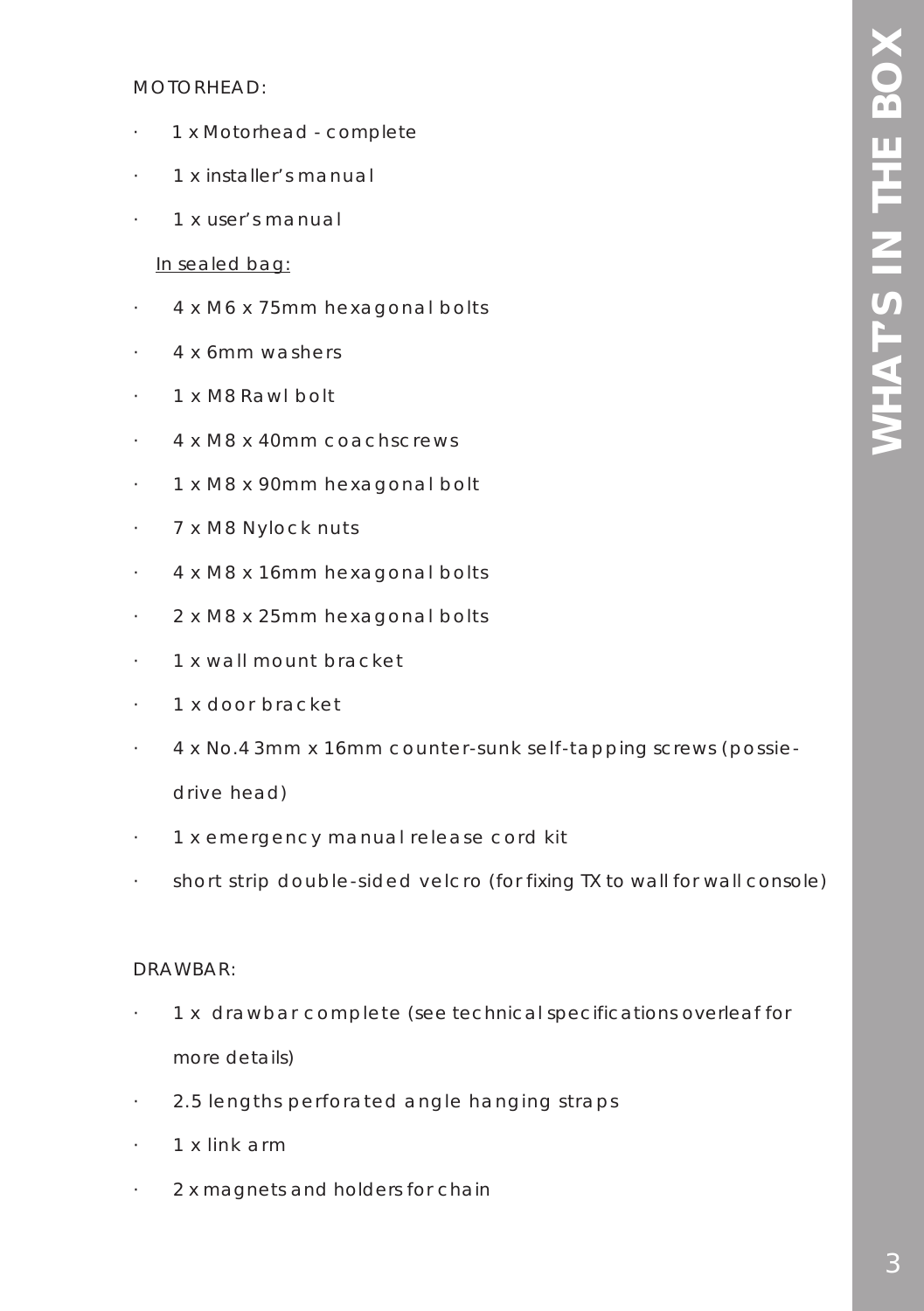# WHATS IN THE BOX

MOTORHEAD:

- 1 x Motorhead - complete
- 1 x installer's manual
- 1 x user's manual

<u>In sealed bag:</u>

- 4 x M6 x 75mm hexagonal bolts
- 4 x 6mm washers
- 1 x M8 Rawl bolt
- 4 x M8 x 40mm coachscrews
- 1 x M8 x 90mm hexagonal bolt
- 7 x M8 Nylock nuts
- 4 x M8 x 16mm hexagonal bolts
- 2 x M8 x 25mm hexagonal bolts
- 1 x wall mount bracket
- 1 x door bracket
- 4 x No.4 3mm x 16mm counter-sunk self-tapping screws (possie-drive head)
- 1 x emergency manual release cord kit
- short strip double-sided velcro (for fixing TX to wall for wall console)

DRAWBAR:

- 1 x drawbar complete (see technical specifications overleaf for more details)
- 2.5 lengths perforated angle hanging straps
- 1 x link arm
- 2 x magnets and holders for chain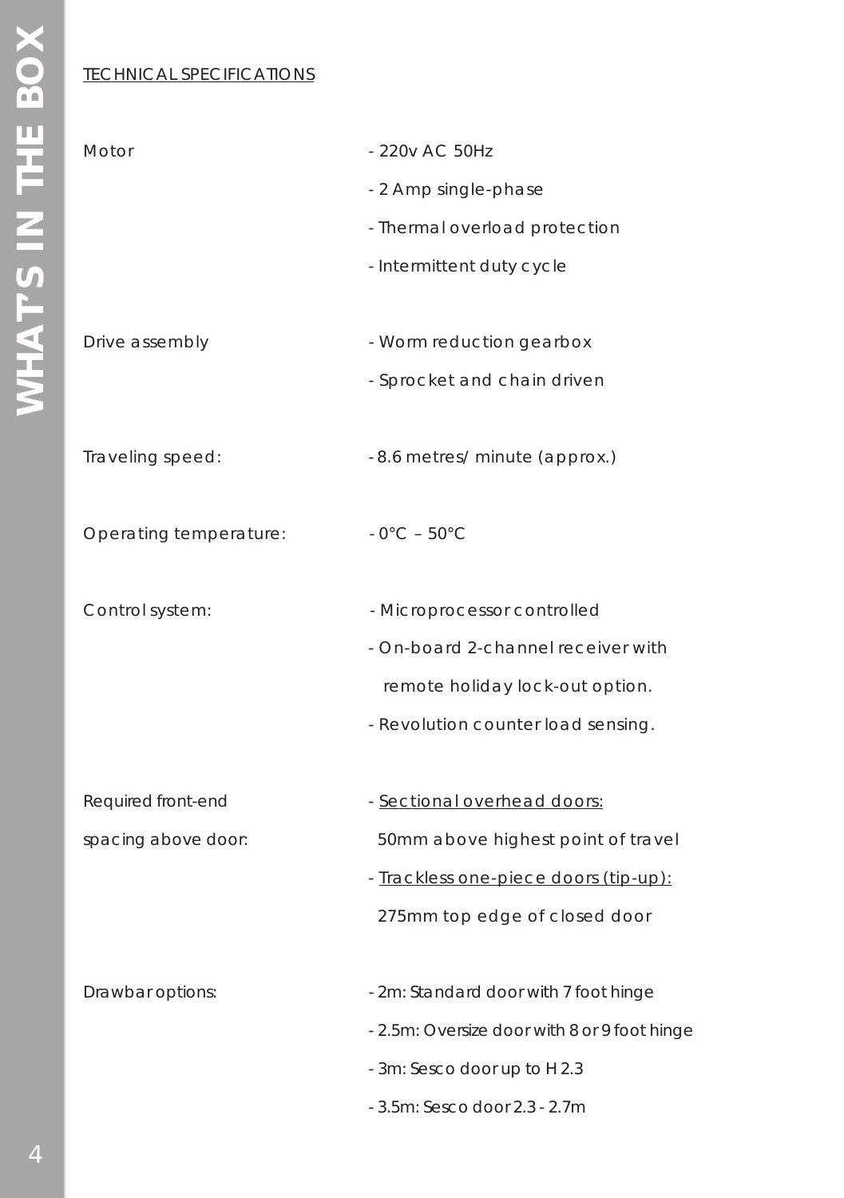## TECHNICAL SPECIFICATIONS

| | |
|---|---|
| Motor | - 220v AC 50Hz |
| | - 2 Amp single-phase |
| | - Thermal overload protection |
| | - Intermittent duty cycle |
| Drive assembly | - Worm reduction gearbox |
| | - Sprocket and chain driven |
| Traveling speed: | - 8.6 metres/ minute (approx.) |
| Operating temperature: | - 0°C – 50°C |
| Control system: | - Microprocessor controlled |
| | - On-board 2-channel receiver with remote holiday lock-out option. |
| | - Revolution counter load sensing. |
| Required front-end spacing above door: | - Sectional overhead doors: 50mm above highest point of travel |
| | - Trackless one-piece doors (tip-up): 275mm top edge of closed door |
| Drawbar options: | - 2m: Standard door with 7 foot hinge |
| | - 2.5m: Oversize door with 8 or 9 foot hinge |
| | - 3m: Sesco door up to H 2.3 |
| | - 3.5m: Sesco door 2.3 - 2.7m |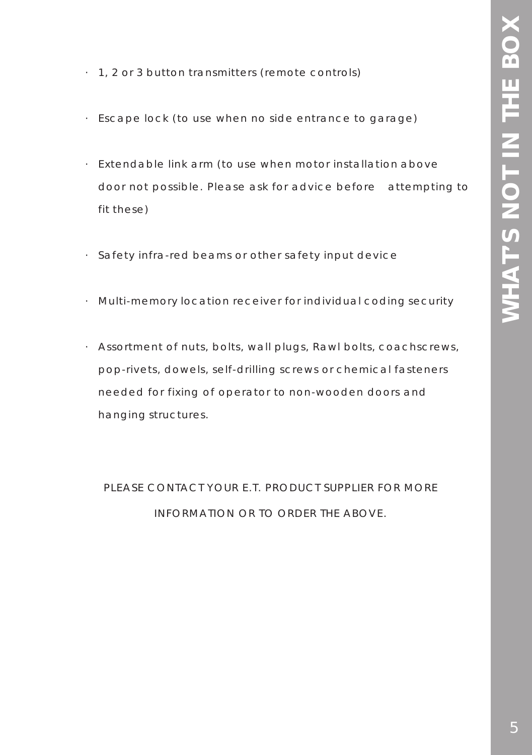# WHATS NOT IN THE BOX

- 1, 2 or 3 button transmitters (remote controls)
- Escape lock (to use when no side entrance to garage)
- Extendable link arm (to use when motor installation above door not possible. Please ask for advice before attempting to fit these)
- Safety infra-red beams or other safety input device
- Multi-memory location receiver for individual coding security
- Assortment of nuts, bolts, wall plugs, Rawl bolts, coachscrews, pop-rivets, dowels, self-drilling screws or chemical fasteners needed for fixing of operator to non-wooden doors and hanging structures.

PLEASE CONTACT YOUR E.T. PRODUCT SUPPLIER FOR MORE INFORMATION OR TO ORDER THE ABOVE.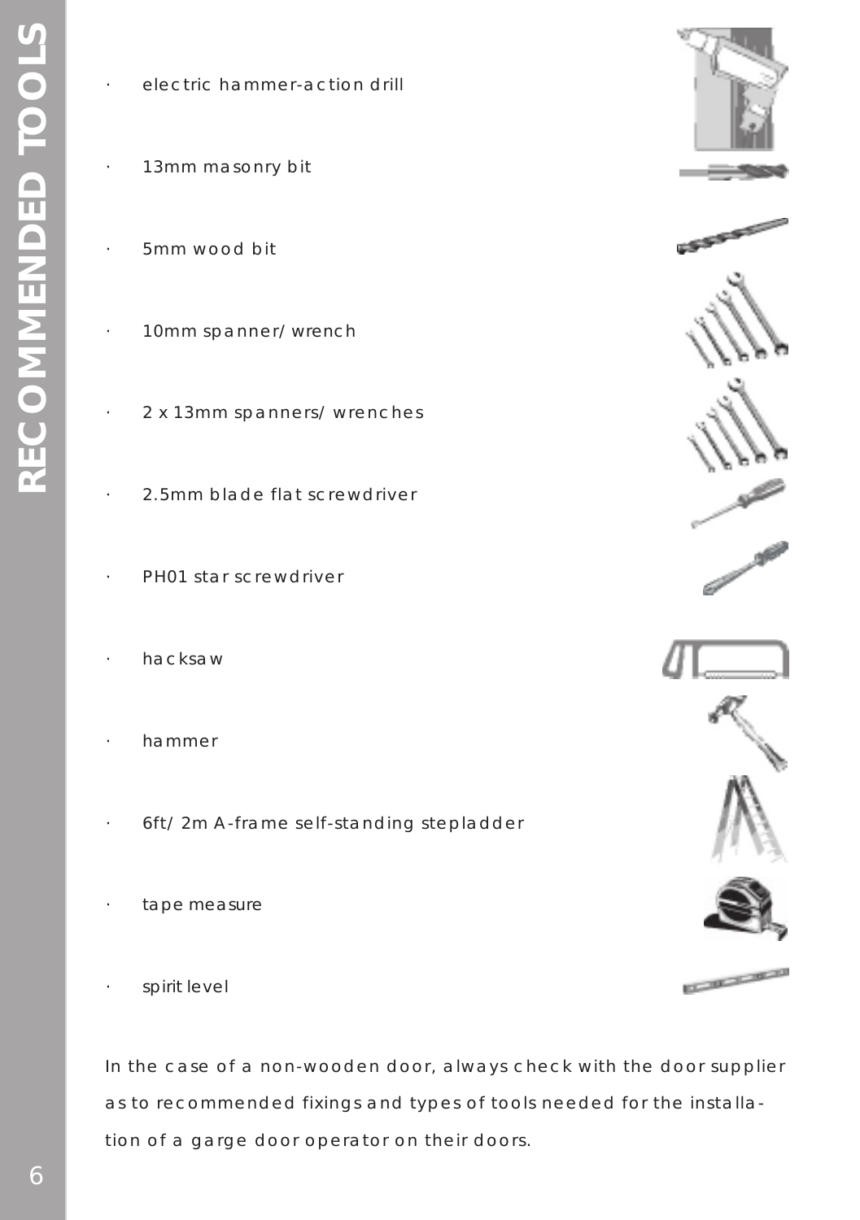# RECOMMENDED TOOLS

- electric hammer-action drill
- 13mm masonry bit
- 5mm wood bit
- 10mm spanner/ wrench
- 2 x 13mm spanners/ wrenches
- 2.5mm blade flat screwdriver
- PH01 star screwdriver
- hacksaw
- hammer
- 6ft/ 2m A-frame self-standing stepladder
- tape measure
- spirit level

In the case of a non-wooden door, always check with the door supplier as to recommended fixings and types of tools needed for the installation of a garge door operator on their doors.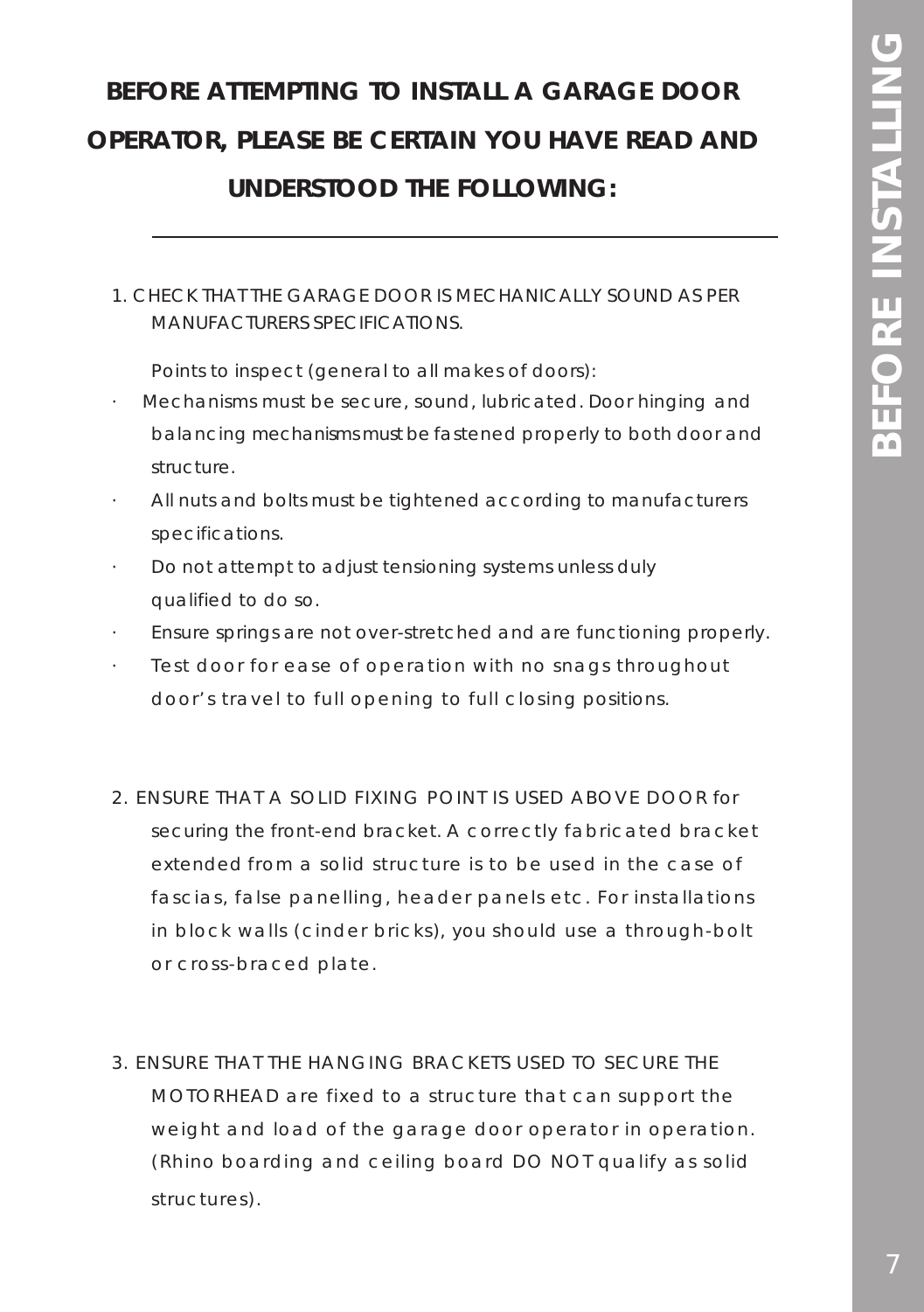## BEFORE ATTEMPTING TO INSTALL A GARAGE DOOR OPERATOR, PLEASE BE CERTAIN YOU HAVE READ AND UNDERSTOOD THE FOLLOWING:

1. CHECK THAT THE GARAGE DOOR IS MECHANICALLY SOUND AS PER MANUFACTURERS SPECIFICATIONS.

   Points to inspect (general to all makes of doors):

   - Mechanisms must be secure, sound, lubricated. Door hinging and balancing mechanisms must be fastened properly to both door and structure.
   - All nuts and bolts must be tightened according to manufacturers specifications.
   - Do not attempt to adjust tensioning systems unless duly qualified to do so.
   - Ensure springs are not over-stretched and are functioning properly.
   - Test door for ease of operation with no snags throughout door's travel to full opening to full closing positions.

2. ENSURE THAT A SOLID FIXING POINT IS USED ABOVE DOOR for securing the front-end bracket. A correctly fabricated bracket extended from a solid structure is to be used in the case of fascias, false panelling, header panels etc. For installations in block walls (cinder bricks), you should use a through-bolt or cross-braced plate.

3. ENSURE THAT THE HANGING BRACKETS USED TO SECURE THE MOTORHEAD are fixed to a structure that can support the weight and load of the garage door operator in operation. (Rhino boarding and ceiling board DO NOT qualify as solid structures).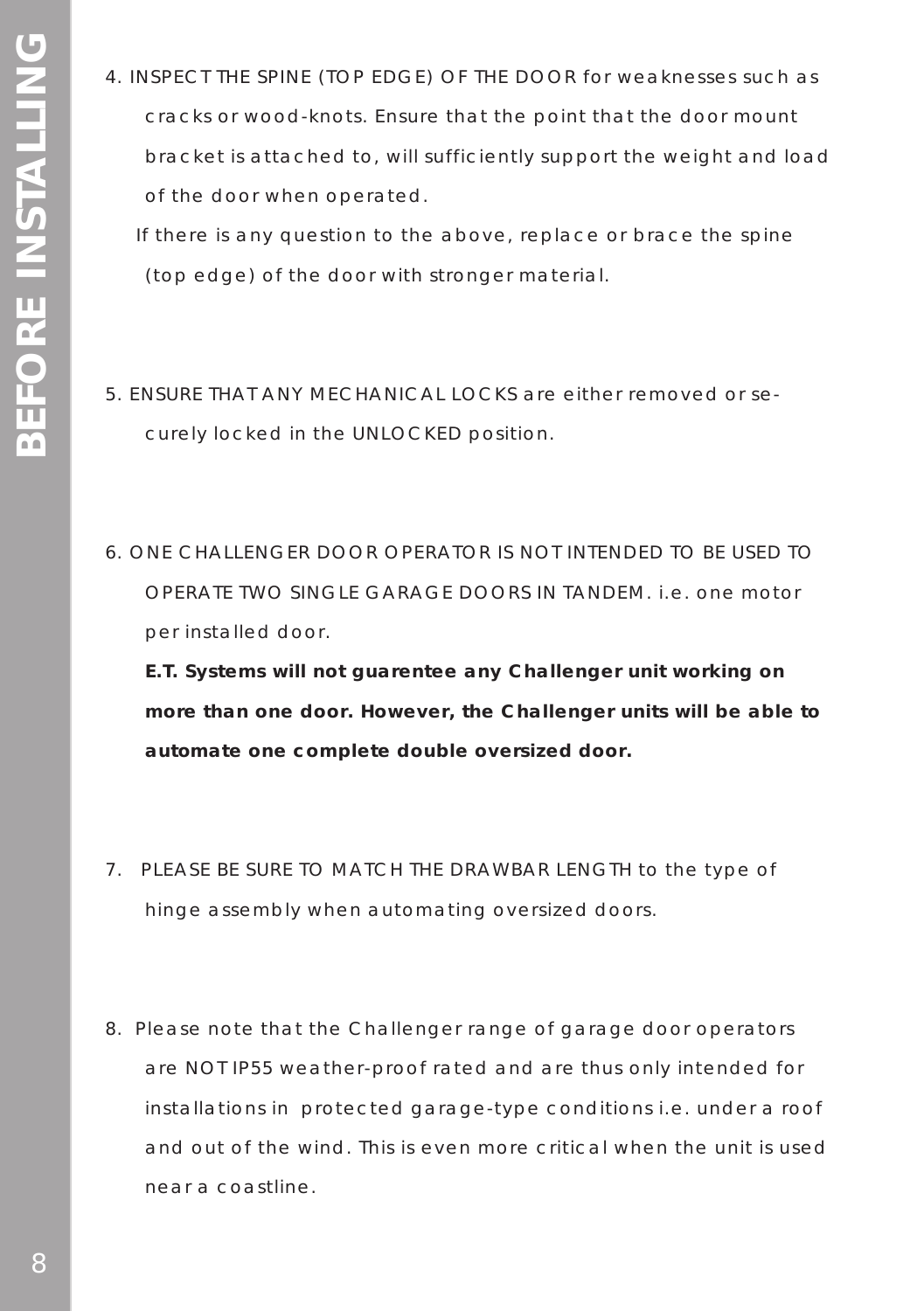4. INSPECT THE SPINE (TOP EDGE) OF THE DOOR for weaknesses such as cracks or wood-knots. Ensure that the point that the door mount bracket is attached to, will sufficiently support the weight and load of the door when operated.

   If there is any question to the above, replace or brace the spine (top edge) of the door with stronger material.

5. ENSURE THAT ANY MECHANICAL LOCKS are either removed or securely locked in the UNLOCKED position.

6. ONE CHALLENGER DOOR OPERATOR IS NOT INTENDED TO BE USED TO OPERATE TWO SINGLE GARAGE DOORS IN TANDEM. i.e. one motor per installed door.

   **E.T. Systems will not guarentee any Challenger unit working on more than one door. However, the Challenger units will be able to automate one complete double oversized door.**

7. PLEASE BE SURE TO MATCH THE DRAWBAR LENGTH to the type of hinge assembly when automating oversized doors.

8. Please note that the Challenger range of garage door operators are NOT IP55 weather-proof rated and are thus only intended for installations in protected garage-type conditions i.e. under a roof and out of the wind. This is even more critical when the unit is used near a coastline.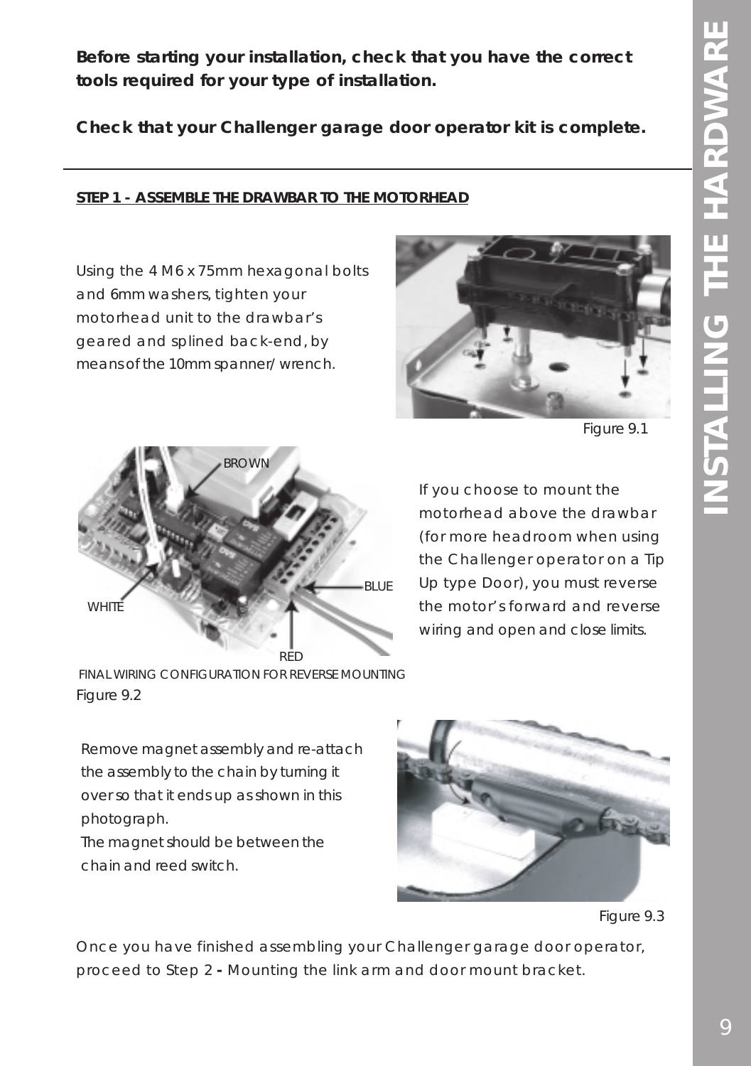**Before starting your installation, check that you have the correct tools required for your type of installation.**

**Check that your Challenger garage door operator kit is complete.**

---

## STEP 1 - ASSEMBLE THE DRAWBAR TO THE MOTORHEAD

Using the 4 M6 x 75mm hexagonal bolts and 6mm washers, tighten your motorhead unit to the drawbar's geared and splined back-end, by means of the 10mm spanner/ wrench.

Figure 9.1

If you choose to mount the motorhead above the drawbar (for more headroom when using the Challenger operator on a Tip Up type Door), you must reverse the motor's forward and reverse wiring and open and close limits.

BROWN

BLUE

WHITE

RED

FINAL WIRING CONFIGURATION FOR REVERSE MOUNTING

Figure 9.2

Remove magnet assembly and re-attach the assembly to the chain by turning it over so that it ends up as shown in this photograph.
The magnet should be between the chain and reed switch.

Figure 9.3

Once you have finished assembling your Challenger garage door operator, proceed to Step 2 - Mounting the link arm and door mount bracket.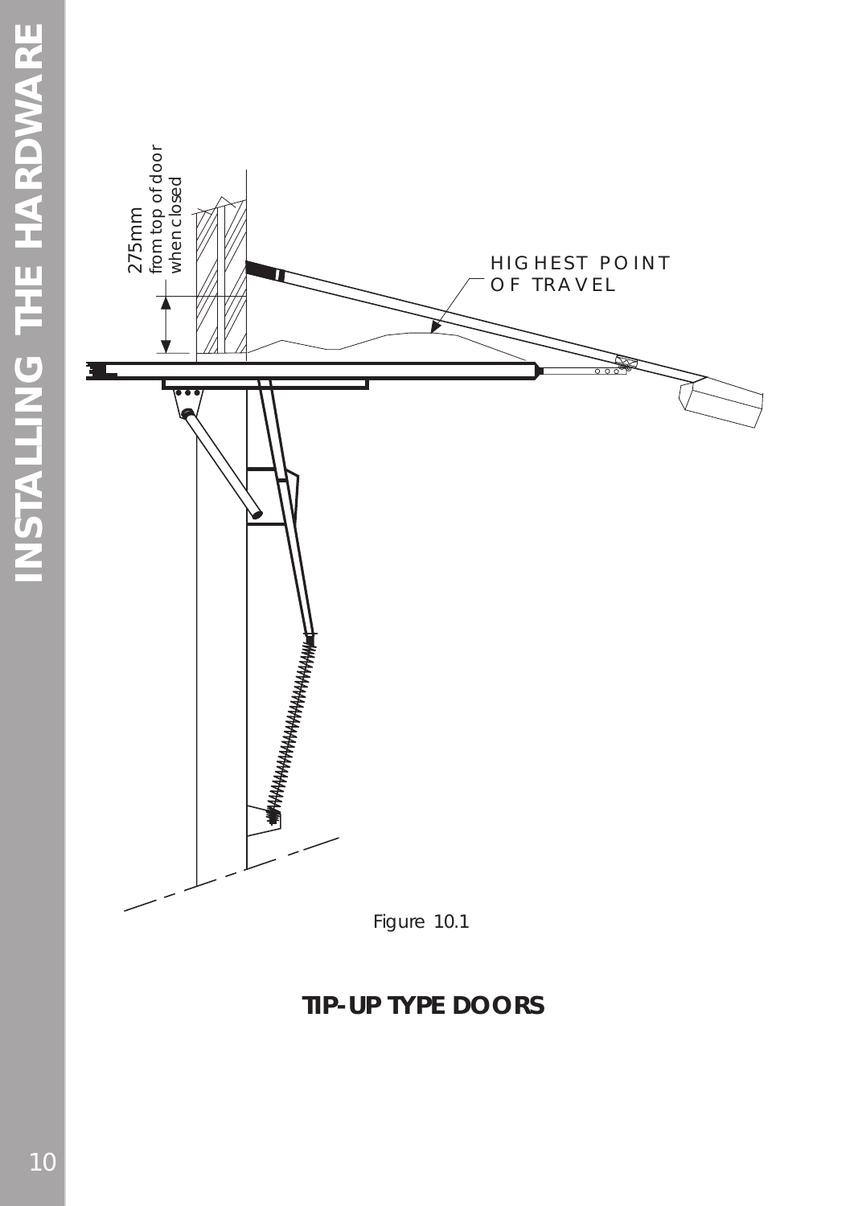Figure 10.1

## TIP-UP TYPE DOORS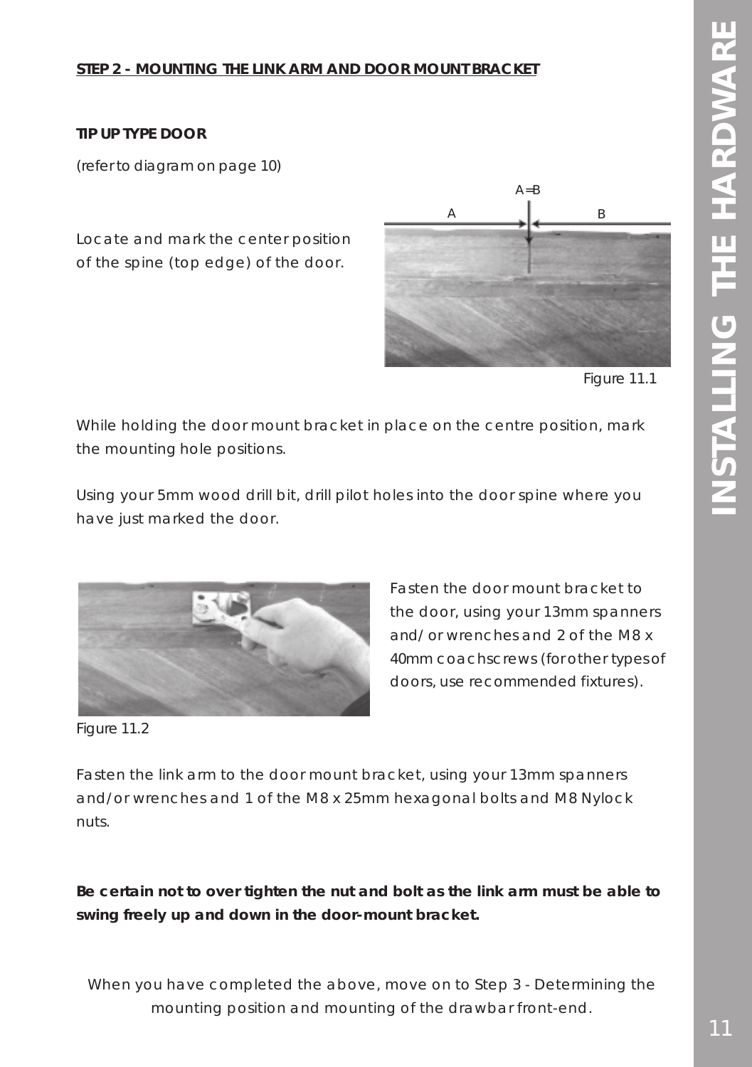## STEP 2 - MOUNTING THE LINK ARM AND DOOR MOUNT BRACKET

**TIP UP TYPE DOOR**

(refer to diagram on page 10)

Locate and mark the center position of the spine (top edge) of the door.

Figure 11.1

While holding the door mount bracket in place on the centre position, mark the mounting hole positions.

Using your 5mm wood drill bit, drill pilot holes into the door spine where you have just marked the door.

Figure 11.2

Fasten the door mount bracket to the door, using your 13mm spanners and/or wrenches and 2 of the M8 x 40mm coach screws (for other types of doors, use recommended fixtures).

Fasten the link arm to the door mount bracket, using your 13mm spanners and/or wrenches and 1 of the M8 x 25mm hexagonal bolts and M8 Nylock nuts.

**Be certain not to over tighten the nut and bolt as the link arm must be able to swing freely up and down in the door-mount bracket.**

When you have completed the above, move on to Step 3 - Determining the mounting position and mounting of the drawbar front-end.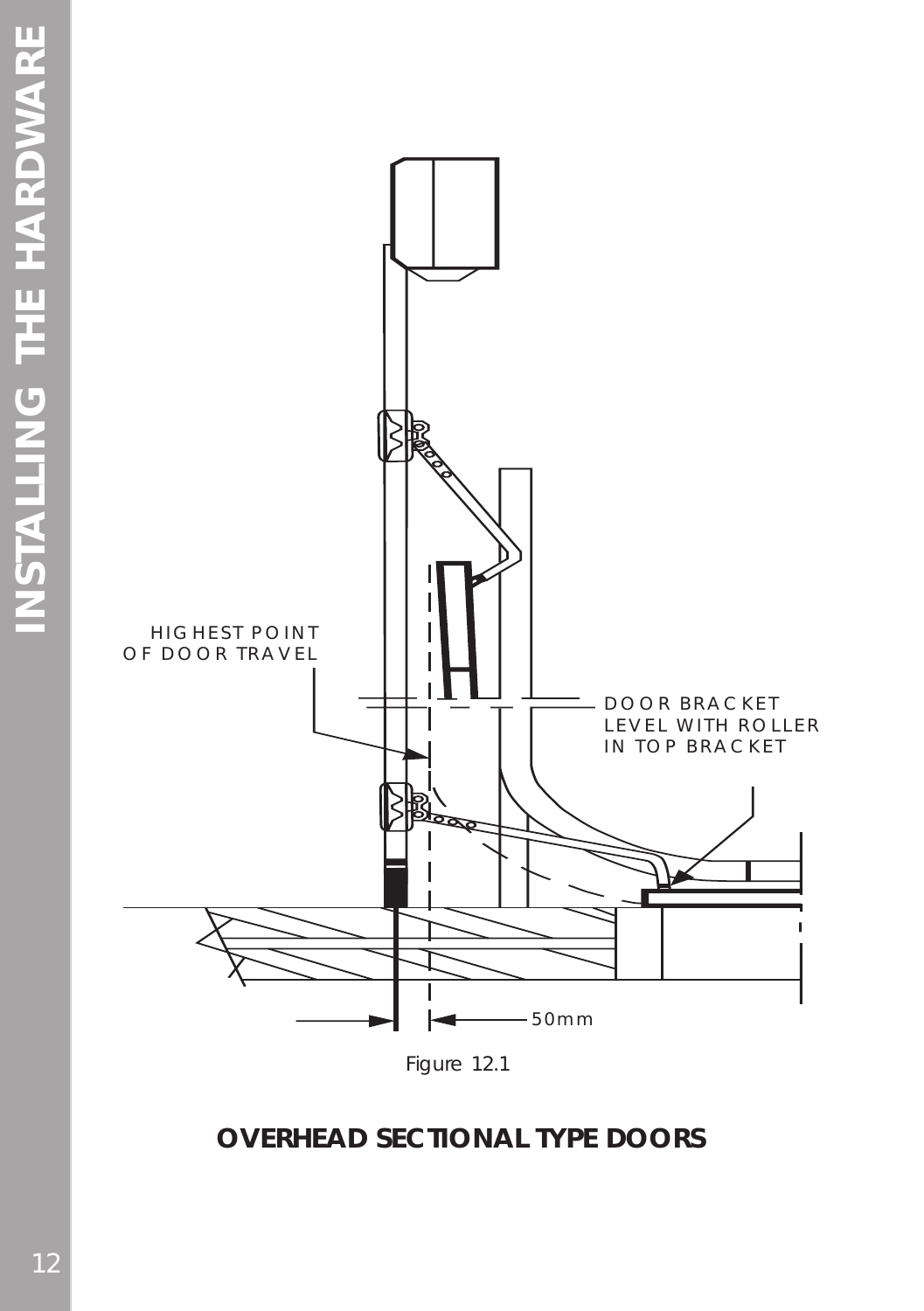HIGHEST POINT OF DOOR TRAVEL

DOOR BRACKET LEVEL WITH ROLLER IN TOP BRACKET

50mm

Figure 12.1

## OVERHEAD SECTIONAL TYPE DOORS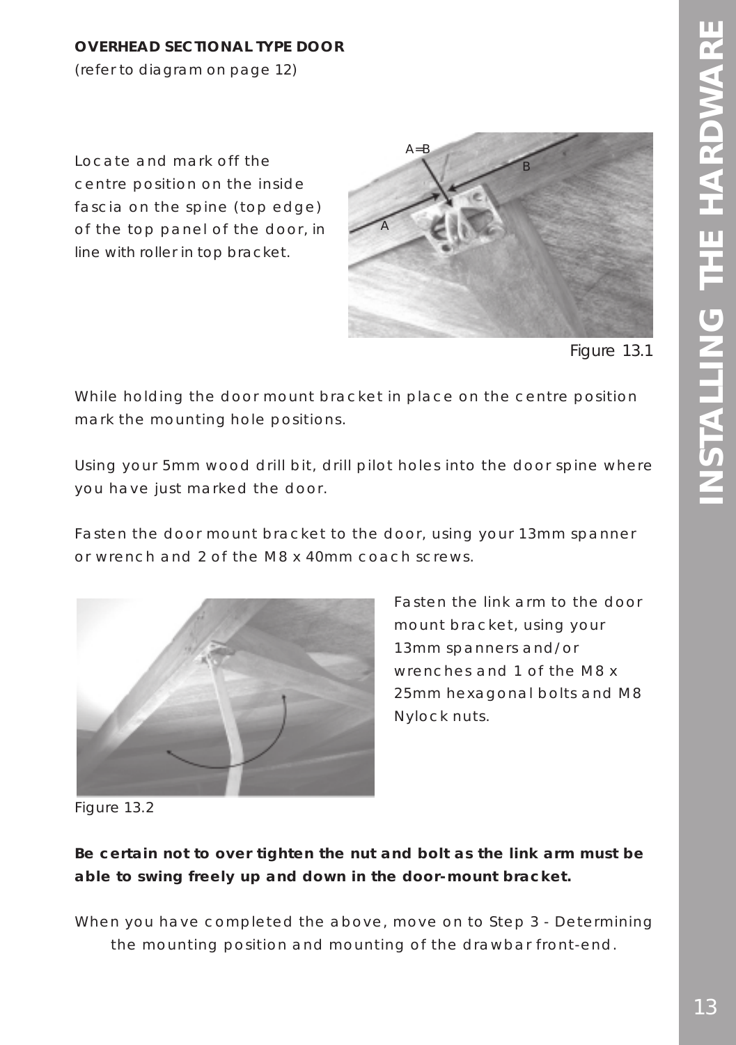**OVERHEAD SECTIONAL TYPE DOOR**

(refer to diagram on page 12)

Locate and mark off the centre position on the inside fascia on the spine (top edge) of the top panel of the door, in line with roller in top bracket.

Figure 13.1

While holding the door mount bracket in place on the centre position mark the mounting hole positions.

Using your 5mm wood drill bit, drill pilot holes into the door spine where you have just marked the door.

Fasten the door mount bracket to the door, using your 13mm spanner or wrench and 2 of the M8 x 40mm coach screws.

Fasten the link arm to the door mount bracket, using your 13mm spanners and/or wrenches and 1 of the M8 x 25mm hexagonal bolts and M8 Nylock nuts.

Figure 13.2

**Be certain not to over tighten the nut and bolt as the link arm must be able to swing freely up and down in the door-mount bracket.**

When you have completed the above, move on to Step 3 - Determining the mounting position and mounting of the drawbar front-end.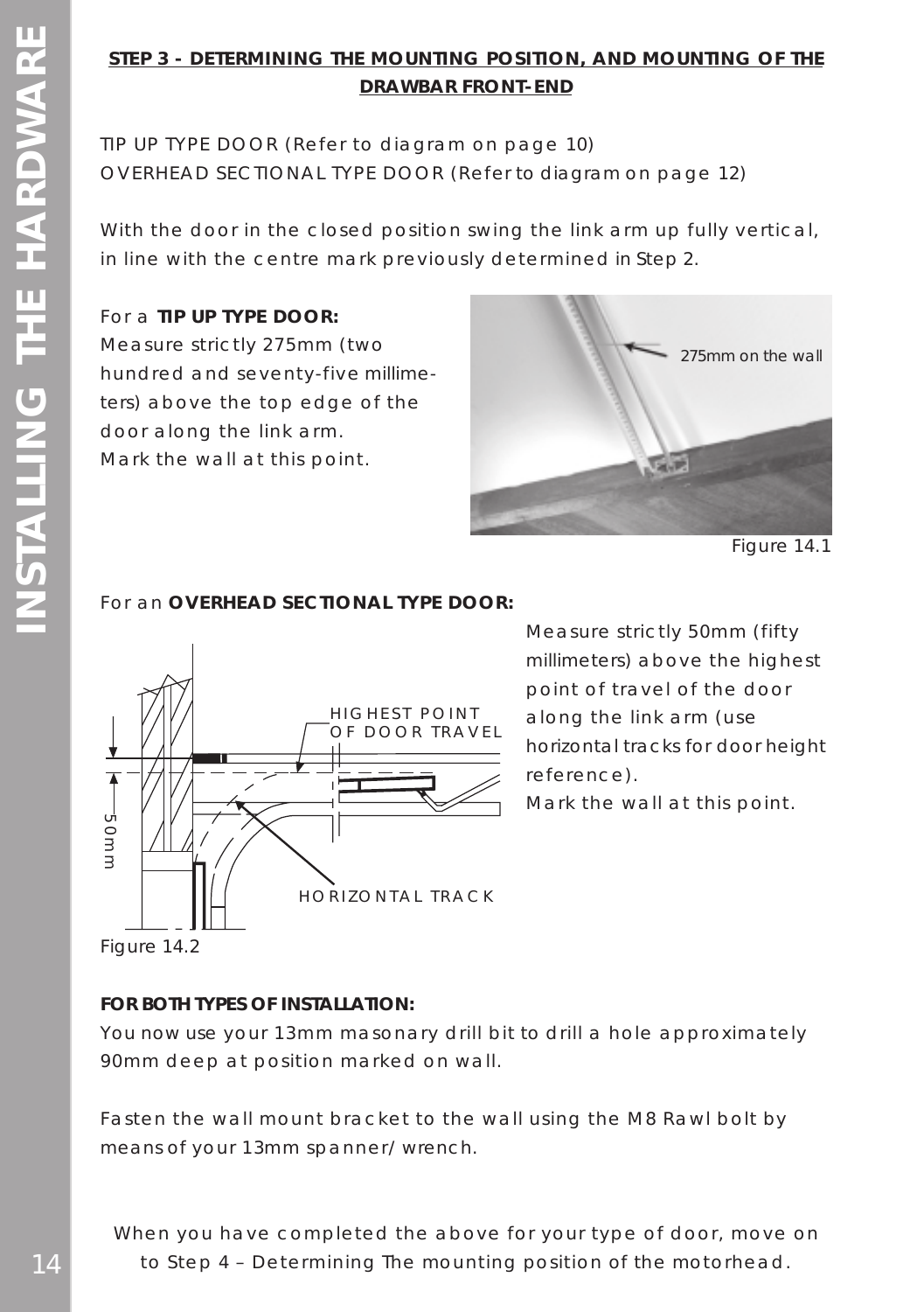## STEP 3 - DETERMINING THE MOUNTING POSITION, AND MOUNTING OF THE DRAWBAR FRONT-END

TIP UP TYPE DOOR (Refer to diagram on page 10)
OVERHEAD SECTIONAL TYPE DOOR (Refer to diagram on page 12)

With the door in the closed position swing the link arm up fully vertical, in line with the centre mark previously determined in Step 2.

For a **TIP UP TYPE DOOR:**
Measure strictly 275mm (two hundred and seventy-five millimeters) above the top edge of the door along the link arm.
Mark the wall at this point.

275mm on the wall

Figure 14.1

For an **OVERHEAD SECTIONAL TYPE DOOR:**

Measure strictly 50mm (fifty millimeters) above the highest point of travel of the door along the link arm (use horizontal tracks for door height reference).
Mark the wall at this point.

HIGHEST POINT OF DOOR TRAVEL

50mm

HORIZONTAL TRACK

Figure 14.2

**FOR BOTH TYPES OF INSTALLATION:**
You now use your 13mm masonary drill bit to drill a hole approximately 90mm deep at position marked on wall.

Fasten the wall mount bracket to the wall using the M8 Rawl bolt by means of your 13mm spanner/ wrench.

When you have completed the above for your type of door, move on to Step 4 – Determining The mounting position of the motorhead.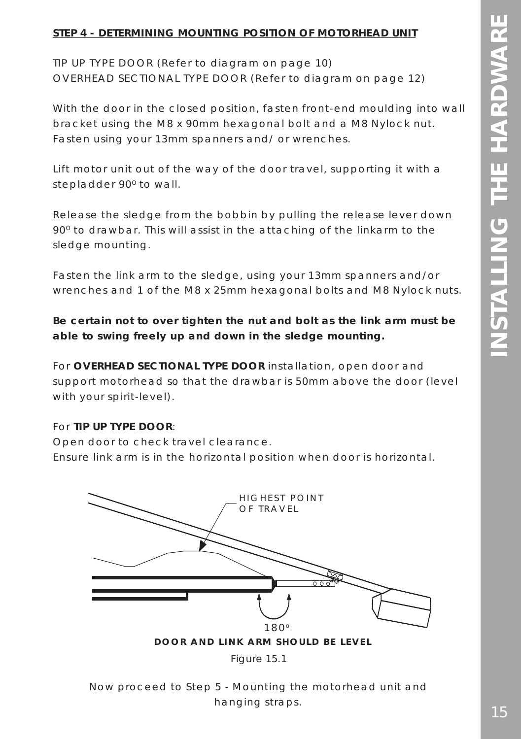**STEP 4 - DETERMINING MOUNTING POSITION OF MOTORHEAD UNIT**

TIP UP TYPE DOOR (Refer to diagram on page 10)
OVERHEAD SECTIONAL TYPE DOOR (Refer to diagram on page 12)

With the door in the closed position, fasten front-end moulding into wall bracket using the M8 x 90mm hexagonal bolt and a M8 Nylock nut. Fasten using your 13mm spanners and/ or wrenches.

Lift motor unit out of the way of the door travel, supporting it with a stepladder 90° to wall.

Release the sledge from the bobbin by pulling the release lever down 90° to drawbar. This will assist in the attaching of the linkarm to the sledge mounting.

Fasten the link arm to the sledge, using your 13mm spanners and/or wrenches and 1 of the M8 x 25mm hexagonal bolts and M8 Nylock nuts.

**Be certain not to over tighten the nut and bolt as the link arm must be able to swing freely up and down in the sledge mounting.**

For **OVERHEAD SECTIONAL TYPE DOOR** installation, open door and support motorhead so that the drawbar is 50mm above the door (level with your spirit-level).

For **TIP UP TYPE DOOR**:
Open door to check travel clearance.
Ensure link arm is in the horizontal position when door is horizontal.

HIGHEST POINT OF TRAVEL

180°

**DOOR AND LINK ARM SHOULD BE LEVEL**

Figure 15.1

Now proceed to Step 5 - Mounting the motorhead unit and hanging straps.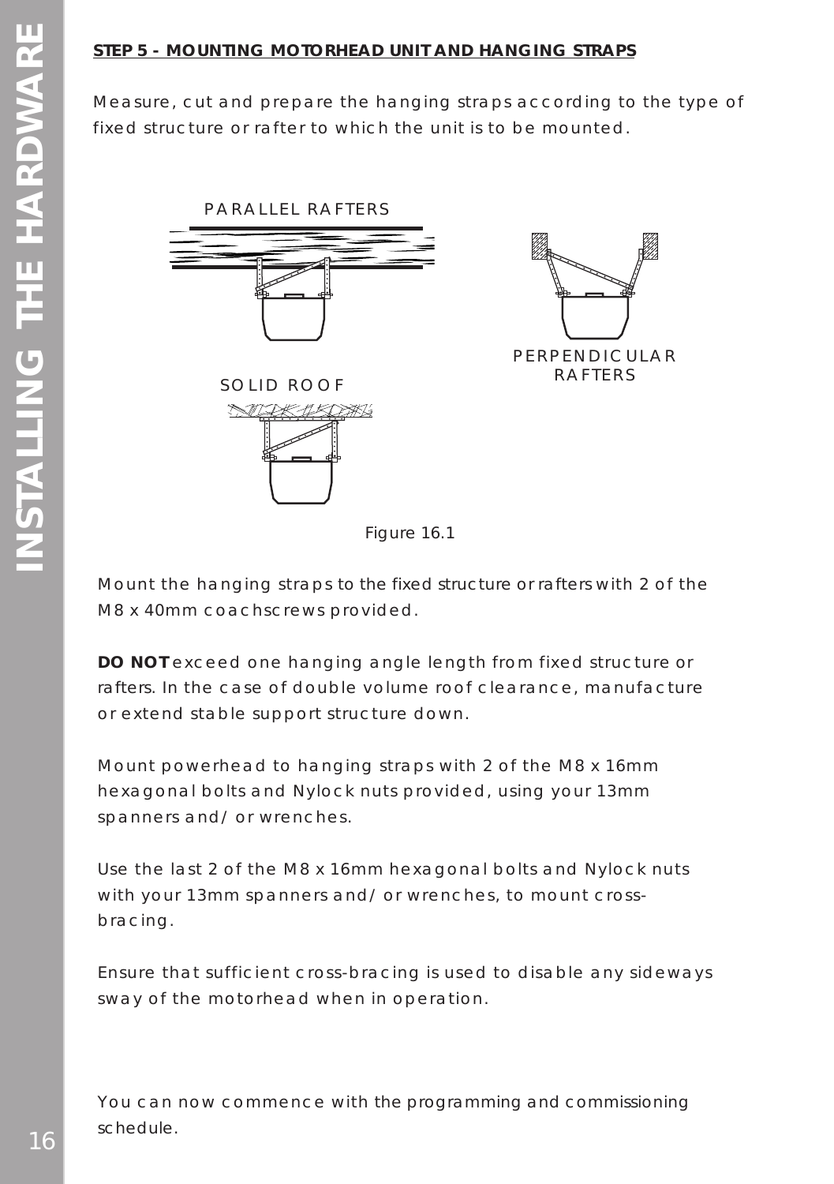**STEP 5 - MOUNTING MOTORHEAD UNIT AND HANGING STRAPS**

Measure, cut and prepare the hanging straps according to the type of fixed structure or rafter to which the unit is to be mounted.

PARALLEL RAFTERS

PERPENDICULAR RAFTERS

SOLID ROOF

Figure 16.1

Mount the hanging straps to the fixed structure or rafters with 2 of the M8 x 40mm coachscrews provided.

**DO NOT** exceed one hanging angle length from fixed structure or rafters. In the case of double volume roof clearance, manufacture or extend stable support structure down.

Mount powerhead to hanging straps with 2 of the M8 x 16mm hexagonal bolts and Nylock nuts provided, using your 13mm spanners and/ or wrenches.

Use the last 2 of the M8 x 16mm hexagonal bolts and Nylock nuts with your 13mm spanners and/ or wrenches, to mount cross-bracing.

Ensure that sufficient cross-bracing is used to disable any sideways sway of the motorhead when in operation.

You can now commence with the programming and commissioning schedule.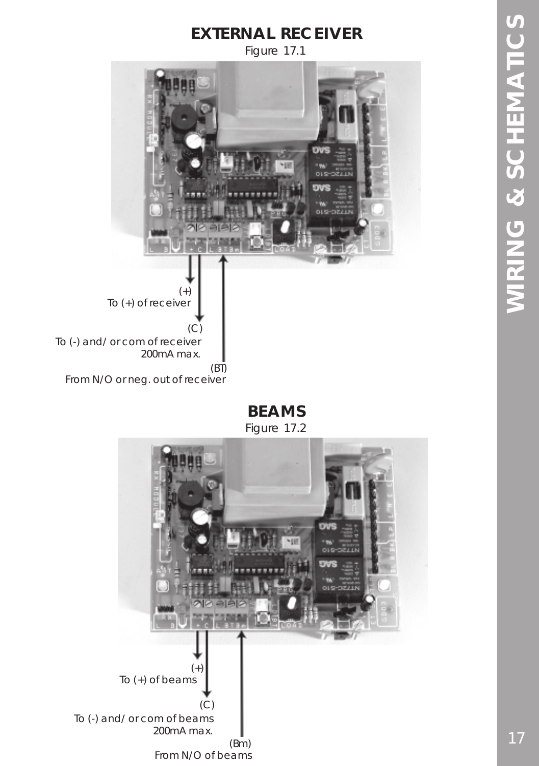## EXTERNAL RECEIVER

Figure 17.1

(+)
To (+) of receiver

(C)
To (-) and/or com of receiver
200mA max.

(BT)
From N/O or neg. out of receiver

## BEAMS

Figure 17.2

(+)
To (+) of beams

(C)
To (-) and/or com of beams
200mA max.

(Bm)
From N/O of beams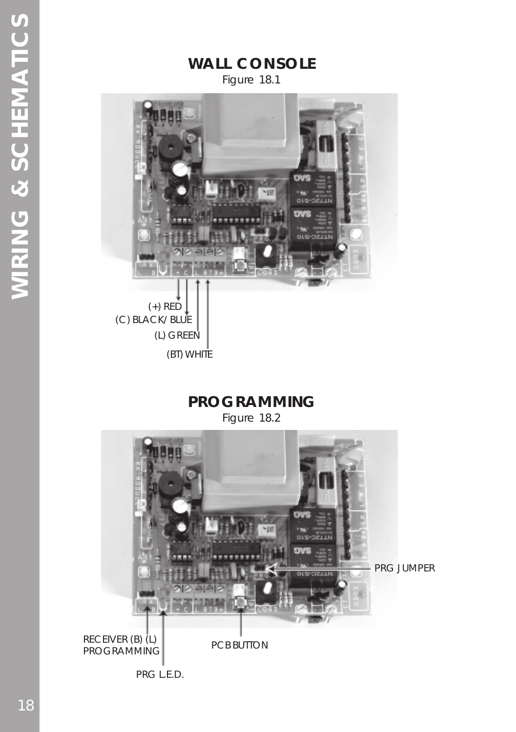## WALL CONSOLE

Figure 18.1

(+) RED

(C) BLACK/BLUE

(L) GREEN

(BT) WHITE

## PROGRAMMING

Figure 18.2

PRG JUMPER

RECEIVER (B) (L) PROGRAMMING

PCB BUTTON

PRG L.E.D.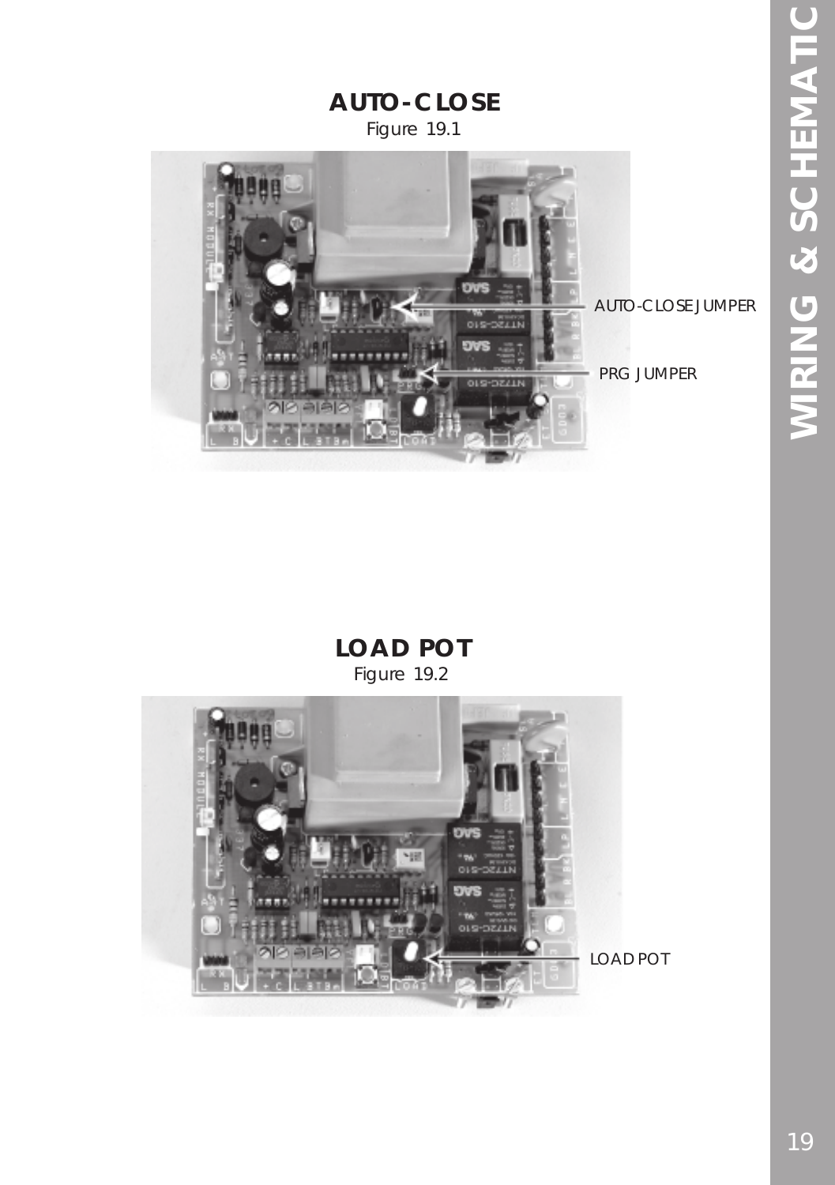## AUTO-CLOSE

Figure 19.1

AUTO-CLOSE JUMPER

PRG JUMPER

## LOAD POT

Figure 19.2

LOAD POT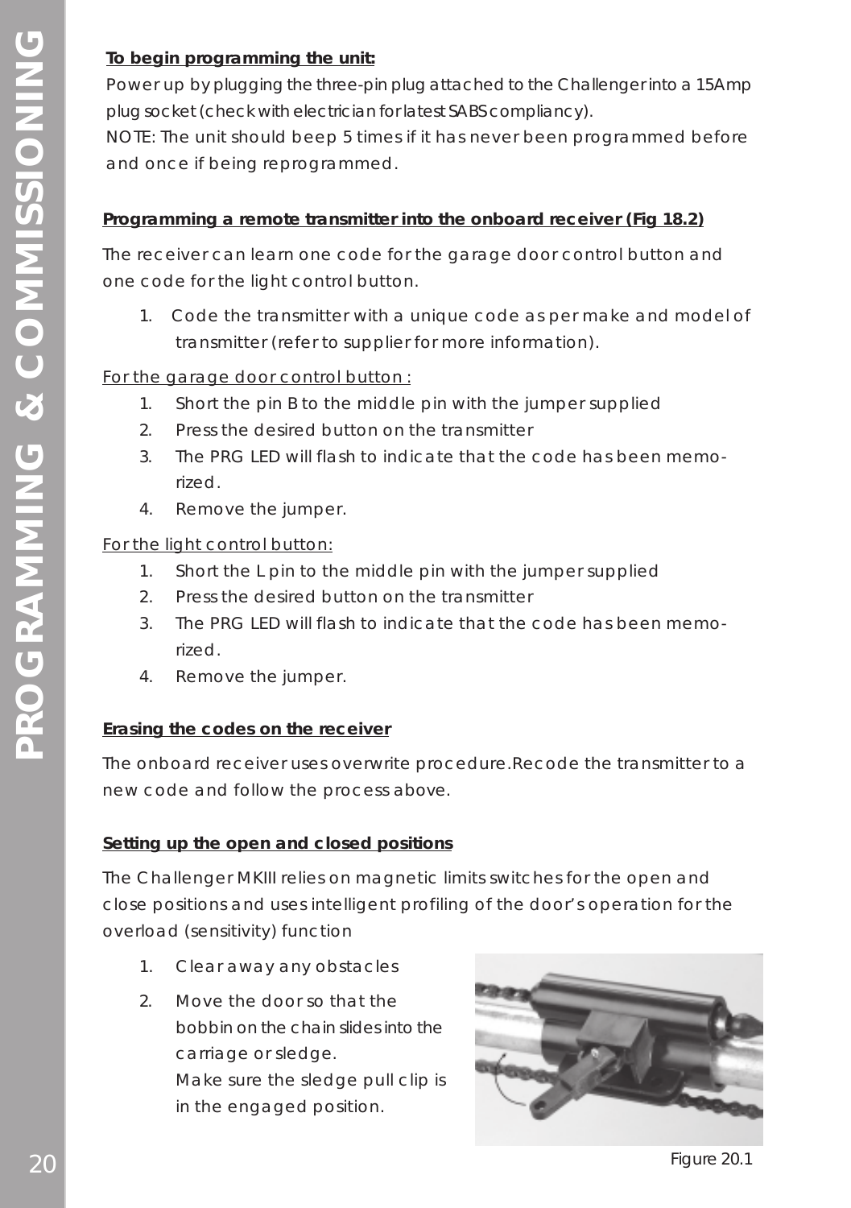**To begin programming the unit:**

Power up by plugging the three-pin plug attached to the Challenger into a 15Amp plug socket (check with electrician for latest SABS compliancy).

NOTE: The unit should beep 5 times if it has never been programmed before and once if being reprogrammed.

**Programming a remote transmitter into the onboard receiver (Fig 18.2)**

The receiver can learn one code for the garage door control button and one code for the light control button.

1. Code the transmitter with a unique code as per make and model of transmitter (refer to supplier for more information).

For the garage door control button :

1. Short the pin B to the middle pin with the jumper supplied
2. Press the desired button on the transmitter
3. The PRG LED will flash to indicate that the code has been memorized.
4. Remove the jumper.

For the light control button:

1. Short the L pin to the middle pin with the jumper supplied
2. Press the desired button on the transmitter
3. The PRG LED will flash to indicate that the code has been memorized.
4. Remove the jumper.

**Erasing the codes on the receiver**

The onboard receiver uses overwrite procedure.Recode the transmitter to a new code and follow the process above.

**Setting up the open and closed positions**

The Challenger MKIII relies on magnetic limits switches for the open and close positions and uses intelligent profiling of the door's operation for the overload (sensitivity) function

1. Clear away any obstacles
2. Move the door so that the bobbin on the chain slides into the carriage or sledge.
   Make sure the sledge pull clip is in the engaged position.

Figure 20.1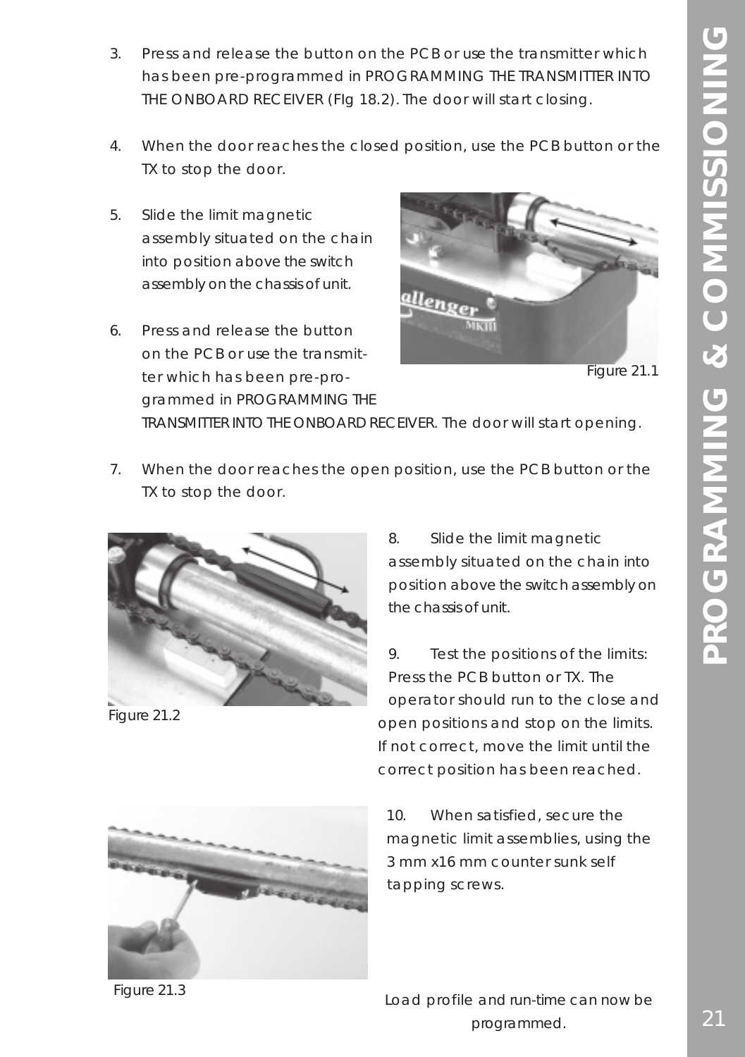3. Press and release the button on the PCB or use the transmitter which has been pre-programmed in PROGRAMMING THE TRANSMITTER INTO THE ONBOARD RECEIVER (FIg 18.2). The door will start closing.

4. When the door reaches the closed position, use the PCB button or the TX to stop the door.

5. Slide the limit magnetic assembly situated on the chain into position above the switch assembly on the chassis of unit.

6. Press and release the button on the PCB or use the transmitter which has been pre-programmed in PROGRAMMING THE TRANSMITTER INTO THE ONBOARD RECEIVER. The door will start opening.

Figure 21.1

7. When the door reaches the open position, use the PCB button or the TX to stop the door.

Figure 21.2

8. Slide the limit magnetic assembly situated on the chain into position above the switch assembly on the chassis of unit.

9. Test the positions of the limits: Press the PCB button or TX. The operator should run to the close and open positions and stop on the limits. If not correct, move the limit until the correct position has been reached.

Figure 21.3

10. When satisfied, secure the magnetic limit assemblies, using the 3 mm x16 mm counter sunk self tapping screws.

Load profile and run-time can now be programmed.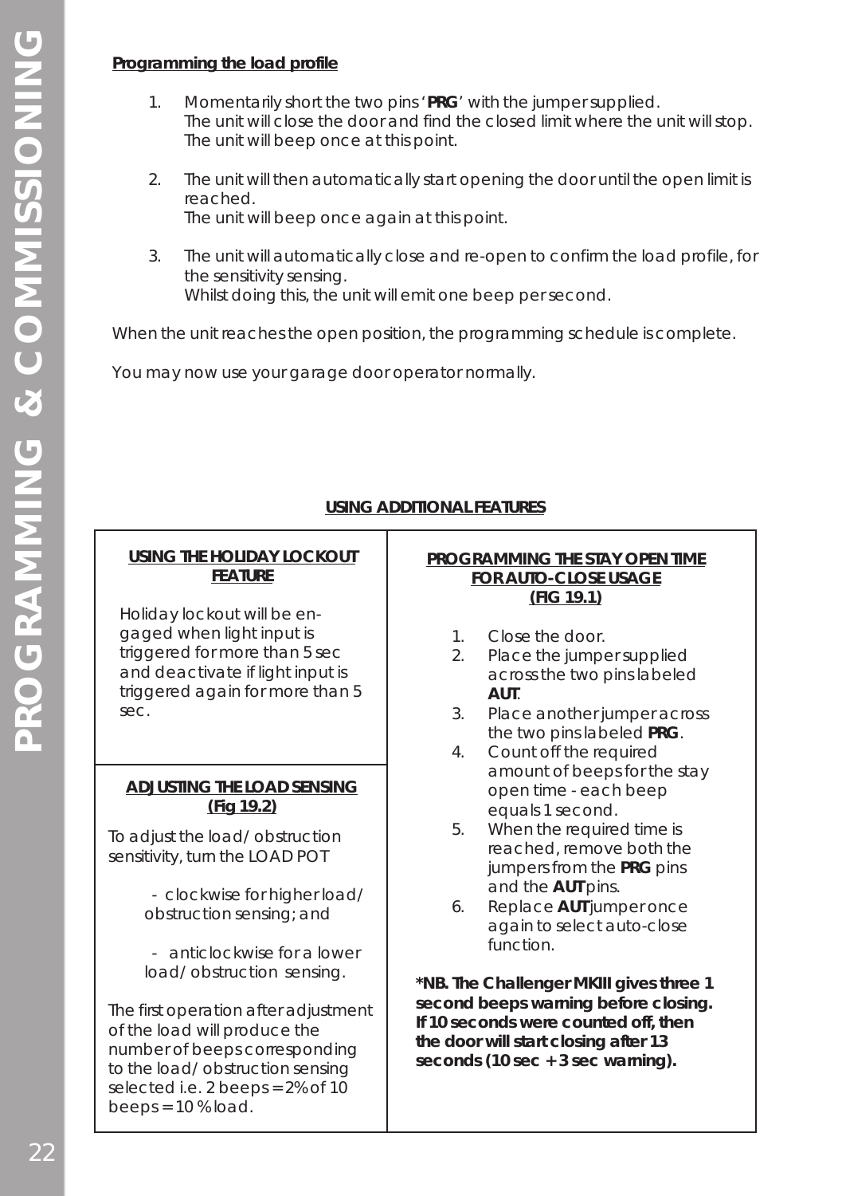**Programming the load profile**

1. Momentarily short the two pins '**PRG**' with the jumper supplied.
   The unit will close the door and find the closed limit where the unit will stop. The unit will beep once at this point.

2. The unit will then automatically start opening the door until the open limit is reached.
   The unit will beep once again at this point.

3. The unit will automatically close and re-open to confirm the load profile, for the sensitivity sensing.
   Whilst doing this, the unit will emit one beep per second.

When the unit reaches the open position, the programming schedule is complete.

You may now use your garage door operator normally.

## USING ADDITIONAL FEATURES

### USING THE HOLIDAY LOCKOUT FEATURE

Holiday lockout will be engaged when light input is triggered for more than 5 sec and deactivate if light input is triggered again for more than 5 sec.

### ADJUSTING THE LOAD SENSING (Fig 19.2)

To adjust the load/ obstruction sensitivity, turn the LOAD POT

- clockwise for higher load/ obstruction sensing; and
- anticlockwise for a lower load/ obstruction sensing.

The first operation after adjustment of the load will produce the number of beeps corresponding to the load/ obstruction sensing selected i.e. 2 beeps = 2% of 10 beeps = 10 % load.

### PROGRAMMING THE STAY OPEN TIME FOR AUTO-CLOSE USAGE (FIG 19.1)

1. Close the door.
2. Place the jumper supplied across the two pins labeled **AUT**.
3. Place another jumper across the two pins labeled **PRG**.
4. Count off the required amount of beeps for the stay open time - each beep equals 1 second.
5. When the required time is reached, remove both the jumpers from the **PRG** pins and the **AUT** pins.
6. Replace **AUT** jumper once again to select auto-close function.

***NB. The Challenger MKIII gives three 1 second beeps warning before closing. If 10 seconds were counted off, then the door will start closing after 13 seconds (10 sec + 3 sec warning).**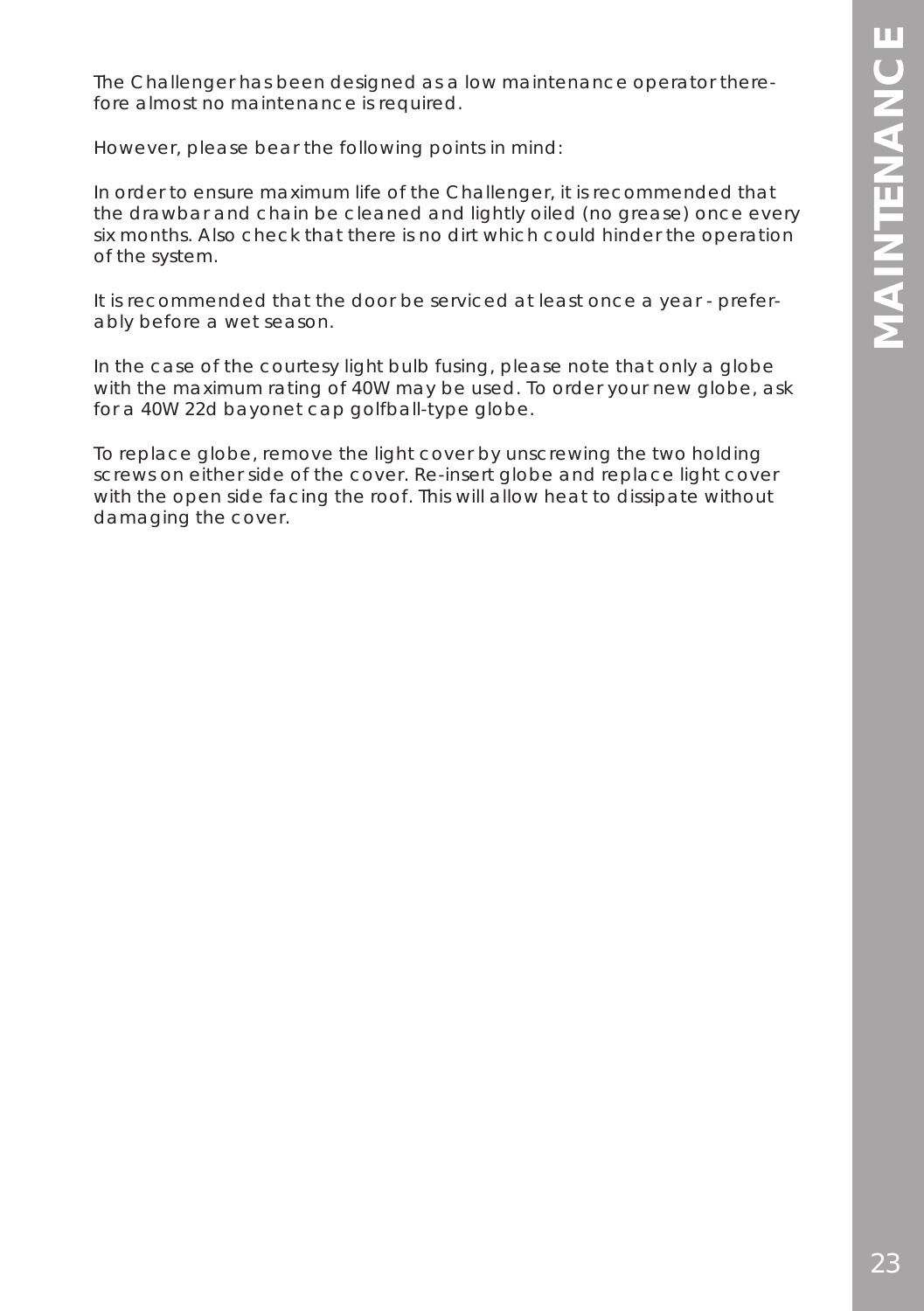# MAINTENANCE

The Challenger has been designed as a low maintenance operator therefore almost no maintenance is required.

However, please bear the following points in mind:

In order to ensure maximum life of the Challenger, it is recommended that the drawbar and chain be cleaned and lightly oiled (no grease) once every six months. Also check that there is no dirt which could hinder the operation of the system.

It is recommended that the door be serviced at least once a year - preferably before a wet season.

In the case of the courtesy light bulb fusing, please note that only a globe with the maximum rating of 40W may be used. To order your new globe, ask for a 40W 22d bayonet cap golfball-type globe.

To replace globe, remove the light cover by unscrewing the two holding screws on either side of the cover. Re-insert globe and replace light cover with the open side facing the roof. This will allow heat to dissipate without damaging the cover.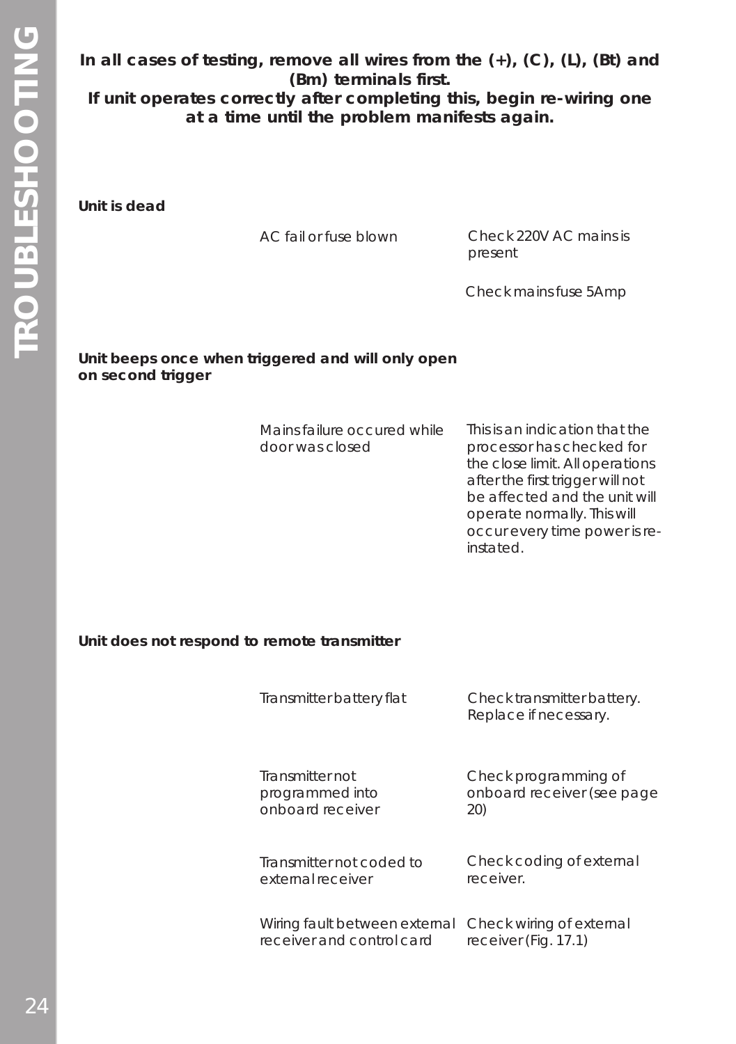# TROUBLESHOOTING

**In all cases of testing, remove all wires from the (+), (C), (L), (Bt) and (Bm) terminals first.**
**If unit operates correctly after completing this, begin re-wiring one at a time until the problem manifests again.**

| Problem | Cause | Remedy |
| --- | --- | --- |
| **Unit is dead** | | |
| | AC fail or fuse blown | Check 220V AC mains is present |
| | | Check mains fuse 5Amp |
| **Unit beeps once when triggered and will only open on second trigger** | | |
| | Mains failure occured while door was closed | This is an indication that the processor has checked for the close limit. All operations after the first trigger will not be affected and the unit will operate normally. This will occur every time power is re-instated. |
| **Unit does not respond to remote transmitter** | | |
| | Transmitter battery flat | Check transmitter battery. Replace if necessary. |
| | Transmitter not programmed into onboard receiver | Check programming of onboard receiver (see page 20) |
| | Transmitter not coded to external receiver | Check coding of external receiver. |
| | Wiring fault between external receiver and control card | Check wiring of external receiver (Fig. 17.1) |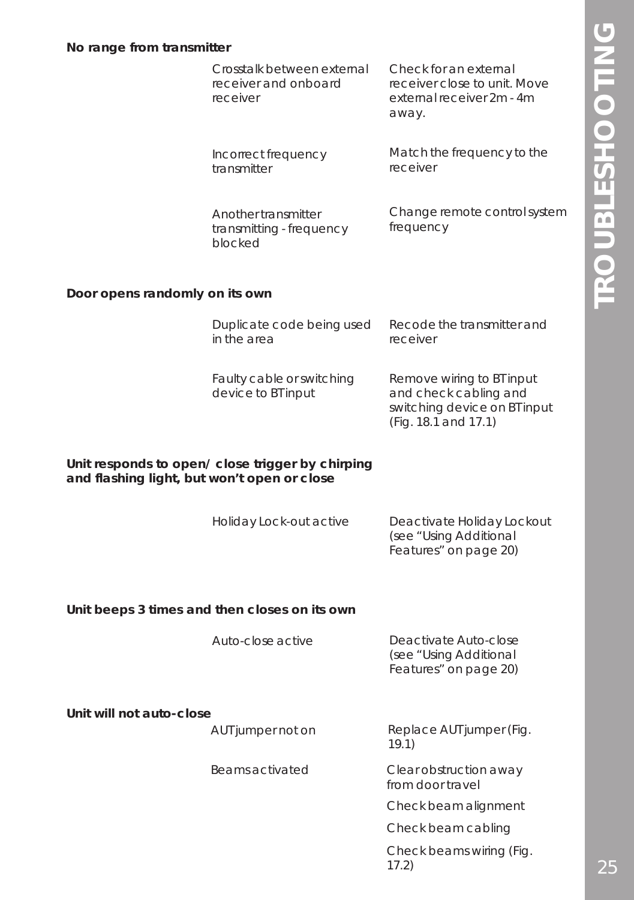**No range from transmitter**

| | Cause | Solution |
|---|---|---|
| | Crosstalk between external receiver and onboard receiver | Check for an external receiver close to unit. Move external receiver 2m - 4m away. |
| | Incorrect frequency transmitter | Match the frequency to the receiver |
| | Another transmitter transmitting - frequency blocked | Change remote control system frequency |

**Door opens randomly on its own**

| | Cause | Solution |
|---|---|---|
| | Duplicate code being used in the area | Recode the transmitter and receiver |
| | Faulty cable or switching device to BT input | Remove wiring to BT input and check cabling and switching device on BT input (Fig. 18.1 and 17.1) |

**Unit responds to open/ close trigger by chirping and flashing light, but won't open or close**

| | Cause | Solution |
|---|---|---|
| | Holiday Lock-out active | Deactivate Holiday Lockout (see "Using Additional Features" on page 20) |

**Unit beeps 3 times and then closes on its own**

| | Cause | Solution |
|---|---|---|
| | Auto-close active | Deactivate Auto-close (see "Using Additional Features" on page 20) |

**Unit will not auto-close**

| | Cause | Solution |
|---|---|---|
| | AUT jumper not on | Replace AUT jumper (Fig. 19.1) |
| | Beams activated | Clear obstruction away from door travel<br>Check beam alignment<br>Check beam cabling<br>Check beams wiring (Fig. 17.2) |

TROUBLESHOOTING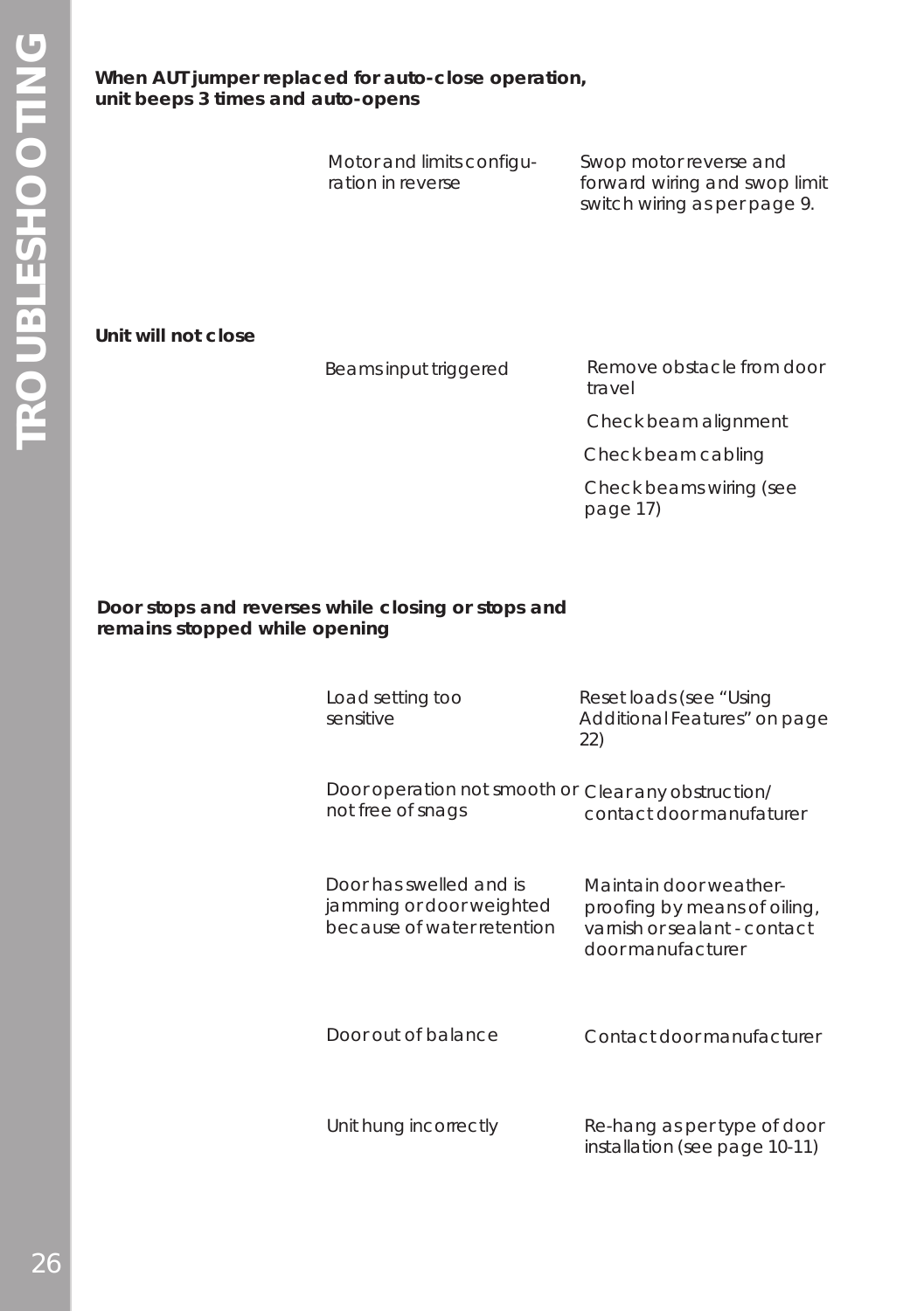**When AUT jumper replaced for auto-close operation, unit beeps 3 times and auto-opens**

| | |
|---|---|
| Motor and limits configuration in reverse | Swop motor reverse and forward wiring and swop limit switch wiring as per page 9. |

**Unit will not close**

| | |
|---|---|
| Beams input triggered | Remove obstacle from door travel |
| | Check beam alignment |
| | Check beam cabling |
| | Check beams wiring (see page 17) |

**Door stops and reverses while closing or stops and remains stopped while opening**

| | |
|---|---|
| Load setting too sensitive | Reset loads (see “Using Additional Features” on page 22) |
| Door operation not smooth or not free of snags | Clear any obstruction/ contact door manufaturer |
| Door has swelled and is jamming or door weighted because of water retention | Maintain door weather-proofing by means of oiling, varnish or sealant - contact door manufacturer |
| Door out of balance | Contact door manufacturer |
| Unit hung incorrectly | Re-hang as per type of door installation (see page 10-11) |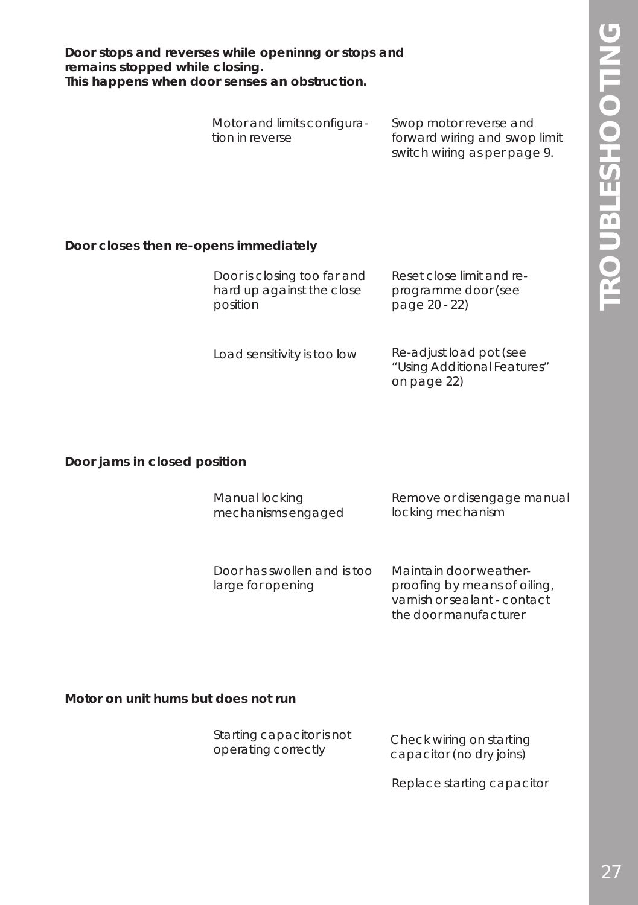**Door stops and reverses while openinng or stops and remains stopped while closing.**
**This happens when door senses an obstruction.**

| | Cause | Solution |
|---|---|---|
| | Motor and limits configuration in reverse | Swop motor reverse and forward wiring and swop limit switch wiring as per page 9. |

**Door closes then re-opens immediately**

| | Cause | Solution |
|---|---|---|
| | Door is closing too far and hard up against the close position | Reset close limit and re-programme door (see page 20 - 22) |
| | Load sensitivity is too low | Re-adjust load pot (see "Using Additional Features" on page 22) |

**Door jams in closed position**

| | Cause | Solution |
|---|---|---|
| | Manual locking mechanisms engaged | Remove or disengage manual locking mechanism |
| | Door has swollen and is too large for opening | Maintain door weather-proofing by means of oiling, varnish or sealant - contact the door manufacturer |

**Motor on unit hums but does not run**

| | Cause | Solution |
|---|---|---|
| | Starting capacitor is not operating correctly | Check wiring on starting capacitor (no dry joins)<br><br>Replace starting capacitor |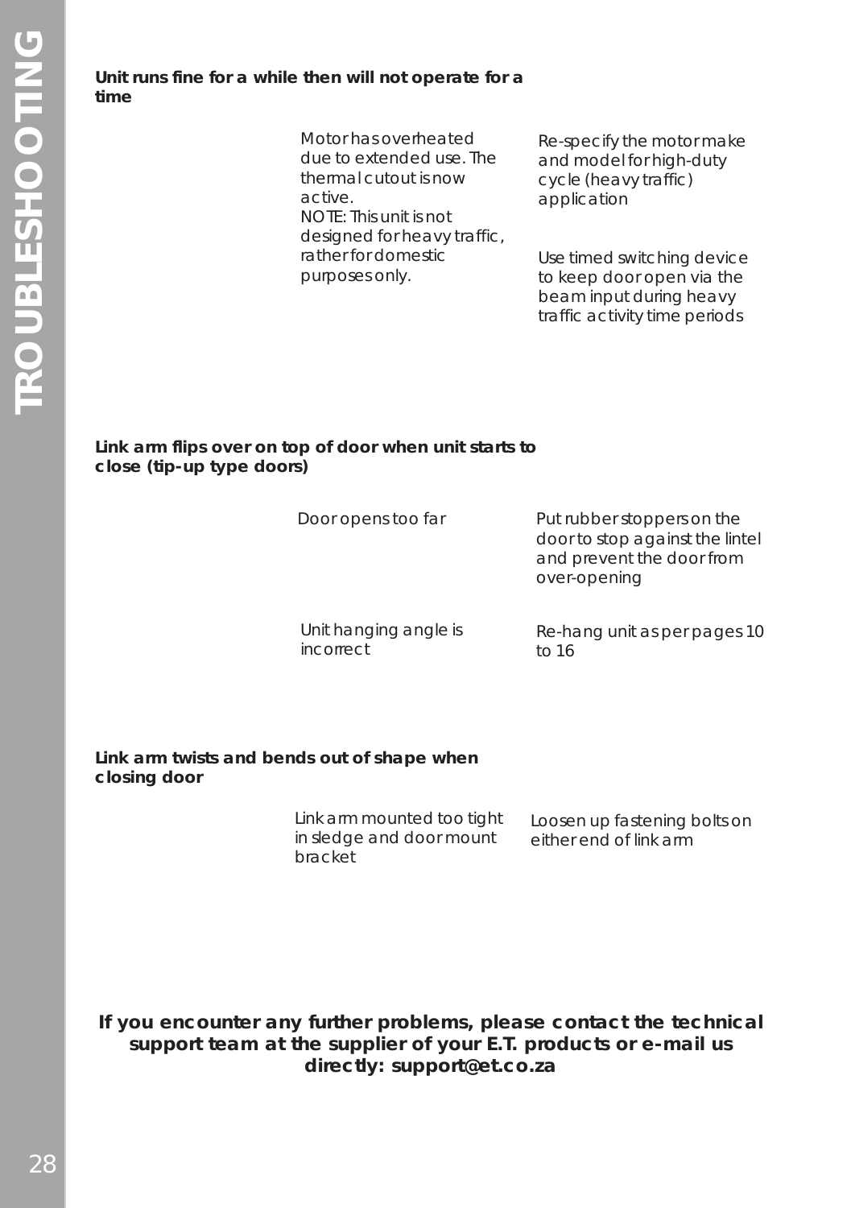**Unit runs fine for a while then will not operate for a time**

| | Possible cause | Solution |
|---|---|---|
| | Motor has overheated due to extended use. The thermal cutout is now active. NOTE: This unit is not designed for heavy traffic, rather for domestic purposes only. | Re-specify the motor make and model for high-duty cycle (heavy traffic) application<br><br>Use timed switching device to keep door open via the beam input during heavy traffic activity time periods |

**Link arm flips over on top of door when unit starts to close (tip-up type doors)**

| | Possible cause | Solution |
|---|---|---|
| | Door opens too far | Put rubber stoppers on the door to stop against the lintel and prevent the door from over-opening |
| | Unit hanging angle is incorrect | Re-hang unit as per pages 10 to 16 |

**Link arm twists and bends out of shape when closing door**

| | Possible cause | Solution |
|---|---|---|
| | Link arm mounted too tight in sledge and door mount bracket | Loosen up fastening bolts on either end of link arm |

**If you encounter any further problems, please contact the technical support team at the supplier of your E.T. products or e-mail us directly: support@et.co.za**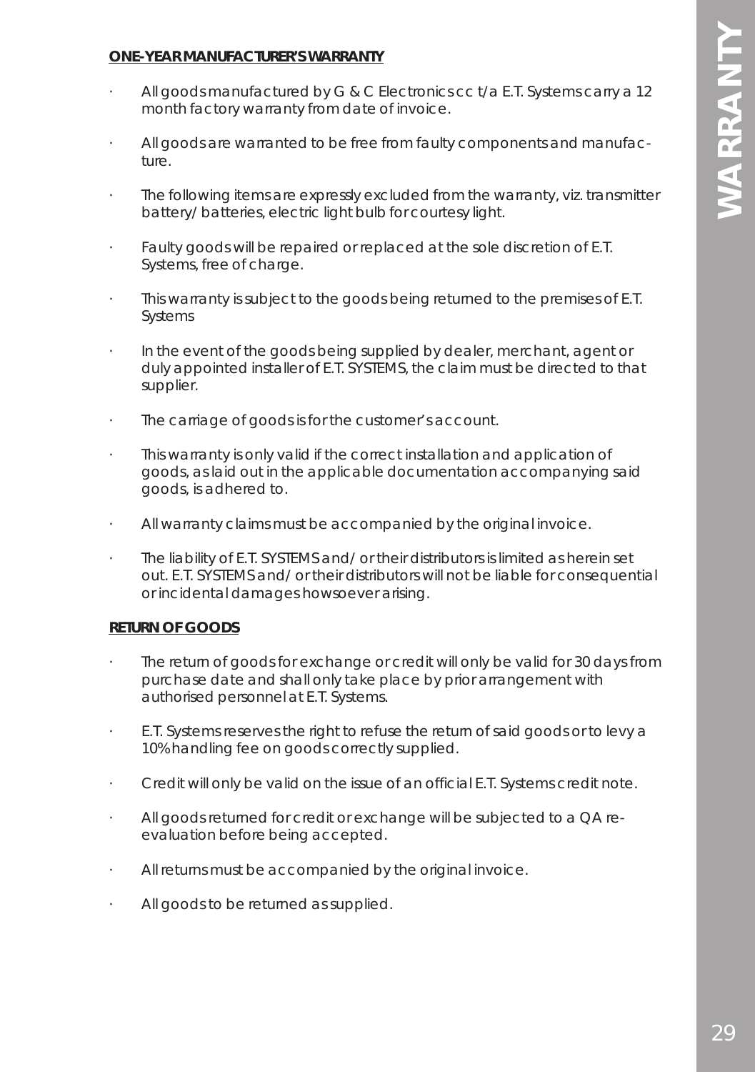## ONE-YEAR MANUFACTURER'S WARRANTY

- All goods manufactured by G & C Electronics cc t/a E.T. Systems carry a 12 month factory warranty from date of invoice.
- All goods are warranted to be free from faulty components and manufacture.
- The following items are expressly excluded from the warranty, viz. transmitter battery/ batteries, electric light bulb for courtesy light.
- Faulty goods will be repaired or replaced at the sole discretion of E.T. Systems, free of charge.
- This warranty is subject to the goods being returned to the premises of E.T. Systems
- In the event of the goods being supplied by dealer, merchant, agent or duly appointed installer of E.T. SYSTEMS, the claim must be directed to that supplier.
- The carriage of goods is for the customer's account.
- This warranty is only valid if the correct installation and application of goods, as laid out in the applicable documentation accompanying said goods, is adhered to.
- All warranty claims must be accompanied by the original invoice.
- The liability of E.T. SYSTEMS and/ or their distributors is limited as herein set out. E.T. SYSTEMS and/ or their distributors will not be liable for consequential or incidental damages howsoever arising.

## RETURN OF GOODS

- The return of goods for exchange or credit will only be valid for 30 days from purchase date and shall only take place by prior arrangement with authorised personnel at E.T. Systems.
- E.T. Systems reserves the right to refuse the return of said goods or to levy a 10% handling fee on goods correctly supplied.
- Credit will only be valid on the issue of an official E.T. Systems credit note.
- All goods returned for credit or exchange will be subjected to a QA re-evaluation before being accepted.
- All returns must be accompanied by the original invoice.
- All goods to be returned as supplied.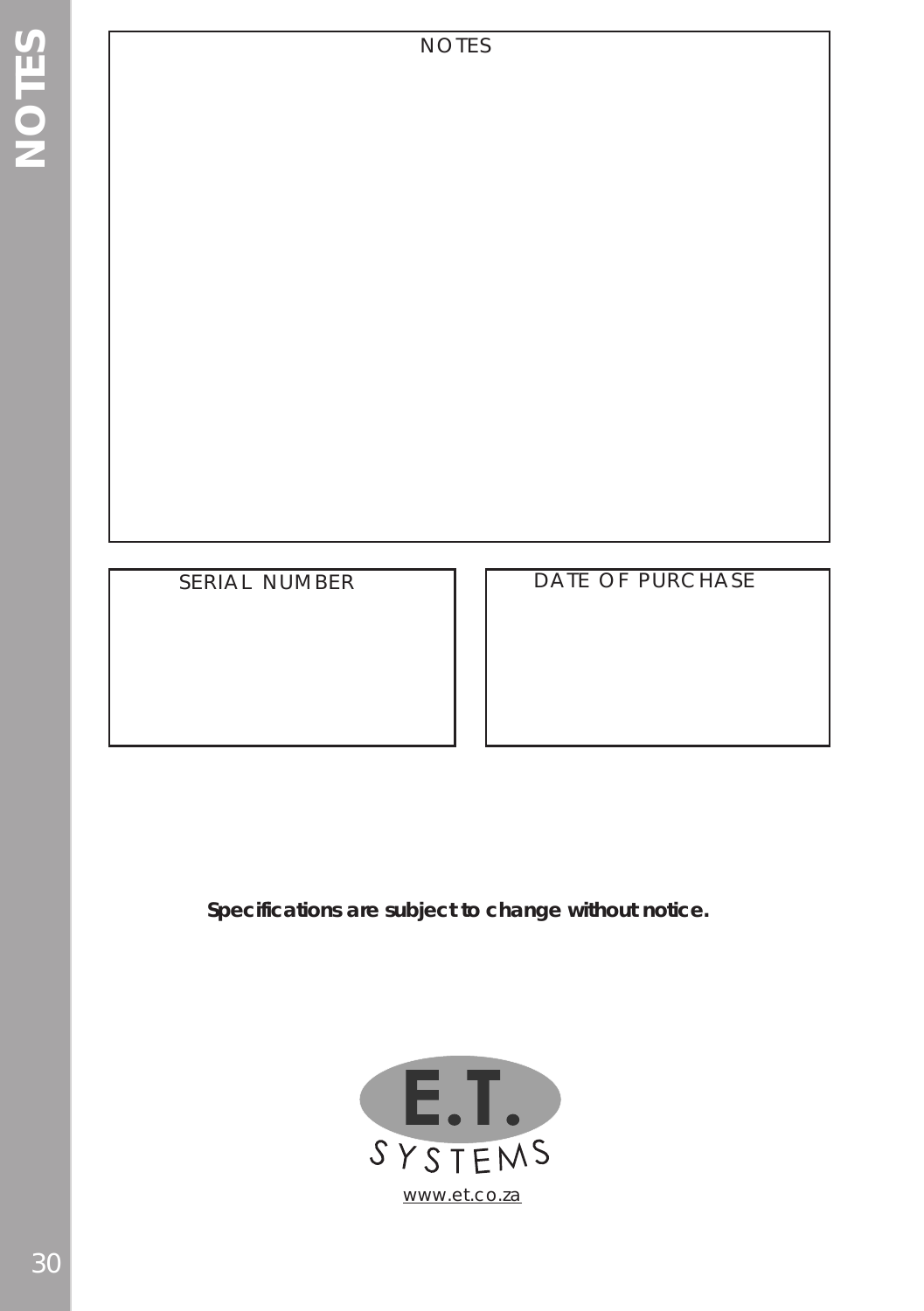NOTES

SERIAL NUMBER

DATE OF PURCHASE

**Specifications are subject to change without notice.**

E.T.

SYSTEMS

www.et.co.za